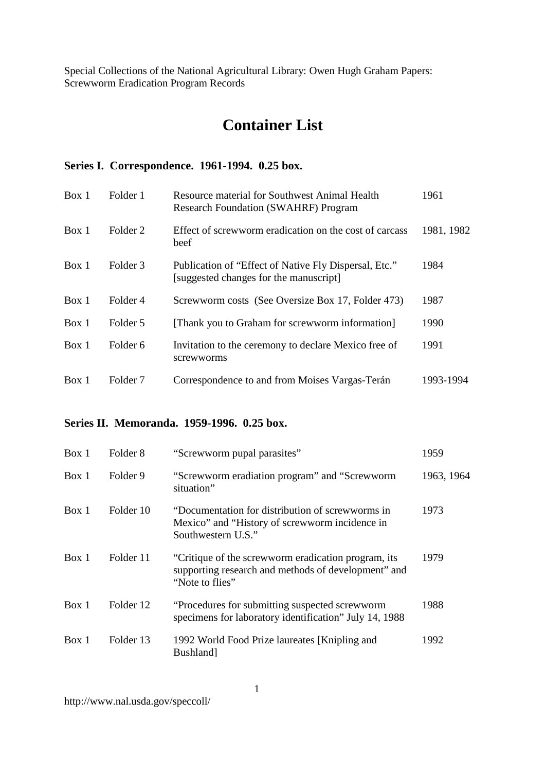Special Collections of the National Agricultural Library: Owen Hugh Graham Papers: Screwworm Eradication Program Records

# Container List

## Series I. Correspondence. 1961-1994. 0.25 box.

| Box | Folder | Description | Date |
|---|---|---|---|
| Box 1 | Folder 1 | Resource material for Southwest Animal Health Research Foundation (SWAHRF) Program | 1961 |
| Box 1 | Folder 2 | Effect of screwworm eradication on the cost of carcass beef | 1981, 1982 |
| Box 1 | Folder 3 | Publication of "Effect of Native Fly Dispersal, Etc." [suggested changes for the manuscript] | 1984 |
| Box 1 | Folder 4 | Screwworm costs (See Oversize Box 17, Folder 473) | 1987 |
| Box 1 | Folder 5 | [Thank you to Graham for screwworm information] | 1990 |
| Box 1 | Folder 6 | Invitation to the ceremony to declare Mexico free of screwworms | 1991 |
| Box 1 | Folder 7 | Correspondence to and from Moises Vargas-Terán | 1993-1994 |

## Series II. Memoranda. 1959-1996. 0.25 box.

| Box | Folder | Description | Date |
|---|---|---|---|
| Box 1 | Folder 8 | "Screwworm pupal parasites" | 1959 |
| Box 1 | Folder 9 | "Screwworm eradiation program" and "Screwworm situation" | 1963, 1964 |
| Box 1 | Folder 10 | "Documentation for distribution of screwworms in Mexico" and "History of screwworm incidence in Southwestern U.S." | 1973 |
| Box 1 | Folder 11 | "Critique of the screwworm eradication program, its supporting research and methods of development" and "Note to flies" | 1979 |
| Box 1 | Folder 12 | "Procedures for submitting suspected screwworm specimens for laboratory identification" July 14, 1988 | 1988 |
| Box 1 | Folder 13 | 1992 World Food Prize laureates [Knipling and Bushland] | 1992 |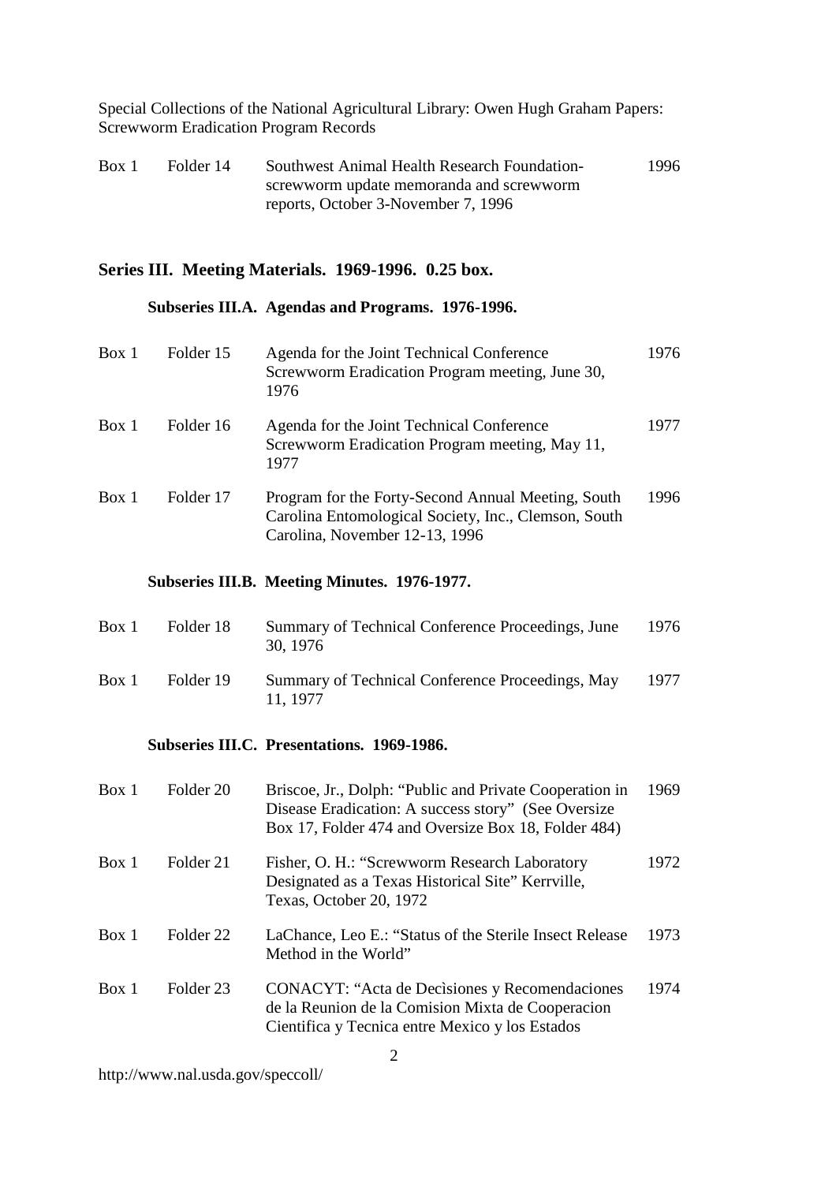| | | | |
|---|---|---|---|
| Box 1 | Folder 14 | Southwest Animal Health Research Foundation-screwworm update memoranda and screwworm reports, October 3-November 7, 1996 | 1996 |

## Series III. Meeting Materials. 1969-1996. 0.25 box.

### Subseries III.A. Agendas and Programs. 1976-1996.

| | | | |
|---|---|---|---|
| Box 1 | Folder 15 | Agenda for the Joint Technical Conference Screwworm Eradication Program meeting, June 30, 1976 | 1976 |
| Box 1 | Folder 16 | Agenda for the Joint Technical Conference Screwworm Eradication Program meeting, May 11, 1977 | 1977 |
| Box 1 | Folder 17 | Program for the Forty-Second Annual Meeting, South Carolina Entomological Society, Inc., Clemson, South Carolina, November 12-13, 1996 | 1996 |

### Subseries III.B. Meeting Minutes. 1976-1977.

| | | | |
|---|---|---|---|
| Box 1 | Folder 18 | Summary of Technical Conference Proceedings, June 30, 1976 | 1976 |
| Box 1 | Folder 19 | Summary of Technical Conference Proceedings, May 11, 1977 | 1977 |

### Subseries III.C. Presentations. 1969-1986.

| | | | |
|---|---|---|---|
| Box 1 | Folder 20 | Briscoe, Jr., Dolph: "Public and Private Cooperation in Disease Eradication: A success story" (See Oversize Box 17, Folder 474 and Oversize Box 18, Folder 484) | 1969 |
| Box 1 | Folder 21 | Fisher, O. H.: "Screwworm Research Laboratory Designated as a Texas Historical Site" Kerrville, Texas, October 20, 1972 | 1972 |
| Box 1 | Folder 22 | LaChance, Leo E.: "Status of the Sterile Insect Release Method in the World" | 1973 |
| Box 1 | Folder 23 | CONACYT: "Acta de Decìsiones y Recomendaciones de la Reunion de la Comision Mixta de Cooperacion Cientifica y Tecnica entre Mexico y los Estados | 1974 |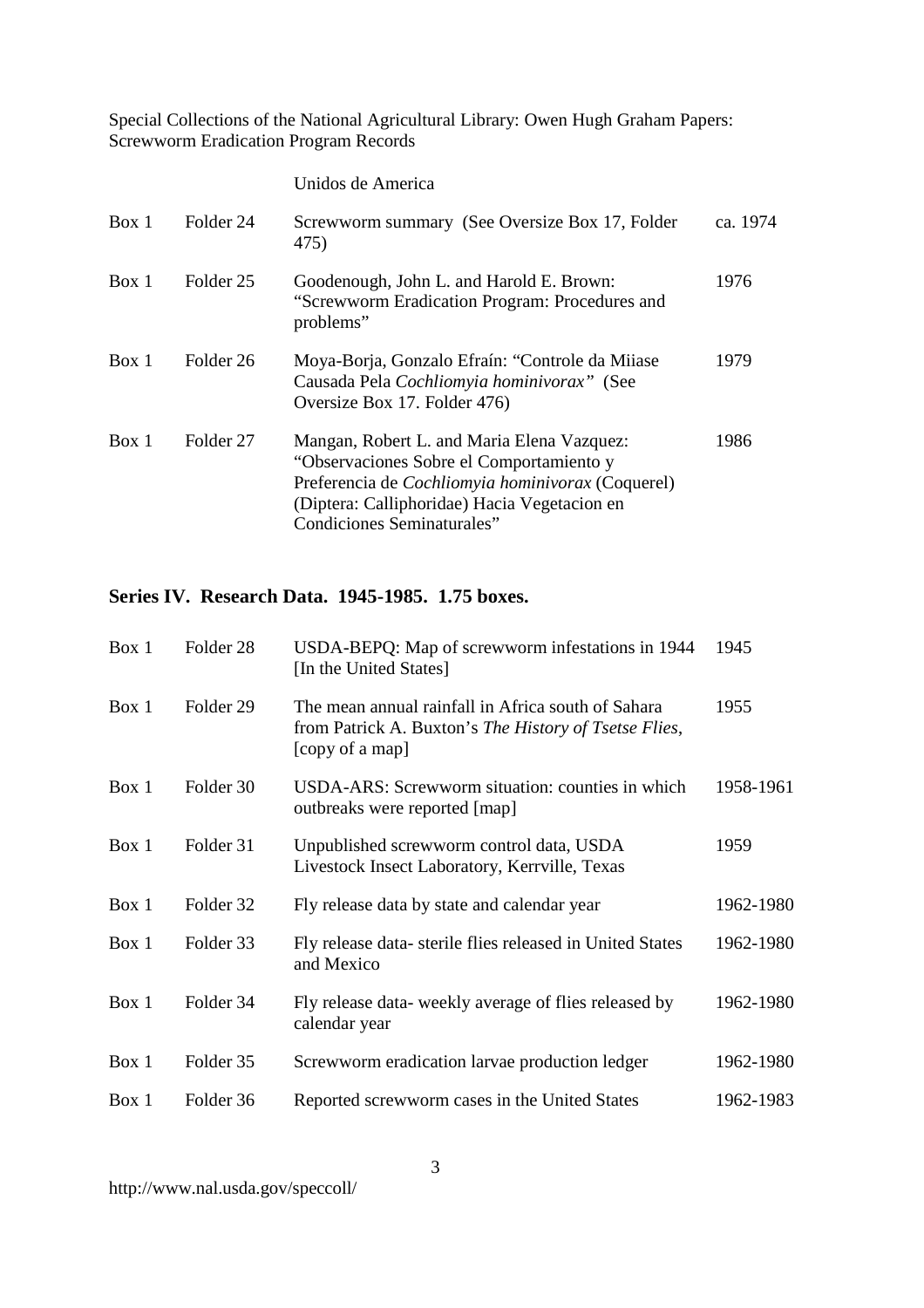Unidos de America

| | | | |
|---|---|---|---|
| Box 1 | Folder 24 | Screwworm summary (See Oversize Box 17, Folder 475) | ca. 1974 |
| Box 1 | Folder 25 | Goodenough, John L. and Harold E. Brown: "Screwworm Eradication Program: Procedures and problems" | 1976 |
| Box 1 | Folder 26 | Moya-Borja, Gonzalo Efraín: "Controle da Miiase Causada Pela *Cochliomyia hominivorax*" (See Oversize Box 17. Folder 476) | 1979 |
| Box 1 | Folder 27 | Mangan, Robert L. and Maria Elena Vazquez: "Observaciones Sobre el Comportamiento y Preferencia de *Cochliomyia hominivorax* (Coquerel) (Diptera: Calliphoridae) Hacia Vegetacion en Condiciones Seminaturales" | 1986 |

## Series IV. Research Data. 1945-1985. 1.75 boxes.

| | | | |
|---|---|---|---|
| Box 1 | Folder 28 | USDA-BEPQ: Map of screwworm infestations in 1944 [In the United States] | 1945 |
| Box 1 | Folder 29 | The mean annual rainfall in Africa south of Sahara from Patrick A. Buxton's *The History of Tsetse Flies*, [copy of a map] | 1955 |
| Box 1 | Folder 30 | USDA-ARS: Screwworm situation: counties in which outbreaks were reported [map] | 1958-1961 |
| Box 1 | Folder 31 | Unpublished screwworm control data, USDA Livestock Insect Laboratory, Kerrville, Texas | 1959 |
| Box 1 | Folder 32 | Fly release data by state and calendar year | 1962-1980 |
| Box 1 | Folder 33 | Fly release data- sterile flies released in United States and Mexico | 1962-1980 |
| Box 1 | Folder 34 | Fly release data- weekly average of flies released by calendar year | 1962-1980 |
| Box 1 | Folder 35 | Screwworm eradication larvae production ledger | 1962-1980 |
| Box 1 | Folder 36 | Reported screwworm cases in the United States | 1962-1983 |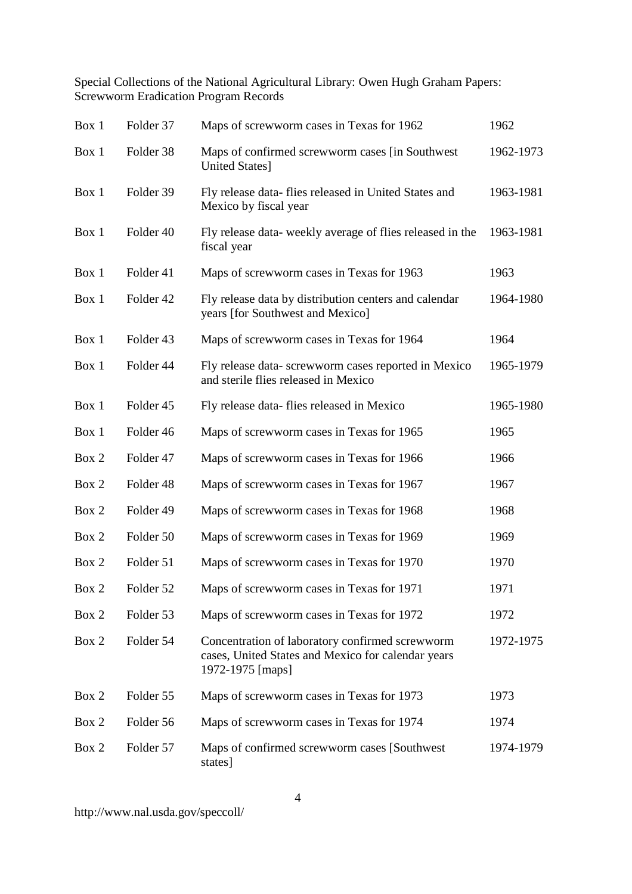Special Collections of the National Agricultural Library: Owen Hugh Graham Papers: Screwworm Eradication Program Records

| | | | |
|---|---|---|---|
| Box 1 | Folder 37 | Maps of screwworm cases in Texas for 1962 | 1962 |
| Box 1 | Folder 38 | Maps of confirmed screwworm cases [in Southwest United States] | 1962-1973 |
| Box 1 | Folder 39 | Fly release data- flies released in United States and Mexico by fiscal year | 1963-1981 |
| Box 1 | Folder 40 | Fly release data- weekly average of flies released in the fiscal year | 1963-1981 |
| Box 1 | Folder 41 | Maps of screwworm cases in Texas for 1963 | 1963 |
| Box 1 | Folder 42 | Fly release data by distribution centers and calendar years [for Southwest and Mexico] | 1964-1980 |
| Box 1 | Folder 43 | Maps of screwworm cases in Texas for 1964 | 1964 |
| Box 1 | Folder 44 | Fly release data- screwworm cases reported in Mexico and sterile flies released in Mexico | 1965-1979 |
| Box 1 | Folder 45 | Fly release data- flies released in Mexico | 1965-1980 |
| Box 1 | Folder 46 | Maps of screwworm cases in Texas for 1965 | 1965 |
| Box 2 | Folder 47 | Maps of screwworm cases in Texas for 1966 | 1966 |
| Box 2 | Folder 48 | Maps of screwworm cases in Texas for 1967 | 1967 |
| Box 2 | Folder 49 | Maps of screwworm cases in Texas for 1968 | 1968 |
| Box 2 | Folder 50 | Maps of screwworm cases in Texas for 1969 | 1969 |
| Box 2 | Folder 51 | Maps of screwworm cases in Texas for 1970 | 1970 |
| Box 2 | Folder 52 | Maps of screwworm cases in Texas for 1971 | 1971 |
| Box 2 | Folder 53 | Maps of screwworm cases in Texas for 1972 | 1972 |
| Box 2 | Folder 54 | Concentration of laboratory confirmed screwworm cases, United States and Mexico for calendar years 1972-1975 [maps] | 1972-1975 |
| Box 2 | Folder 55 | Maps of screwworm cases in Texas for 1973 | 1973 |
| Box 2 | Folder 56 | Maps of screwworm cases in Texas for 1974 | 1974 |
| Box 2 | Folder 57 | Maps of confirmed screwworm cases [Southwest states] | 1974-1979 |

http://www.nal.usda.gov/speccoll/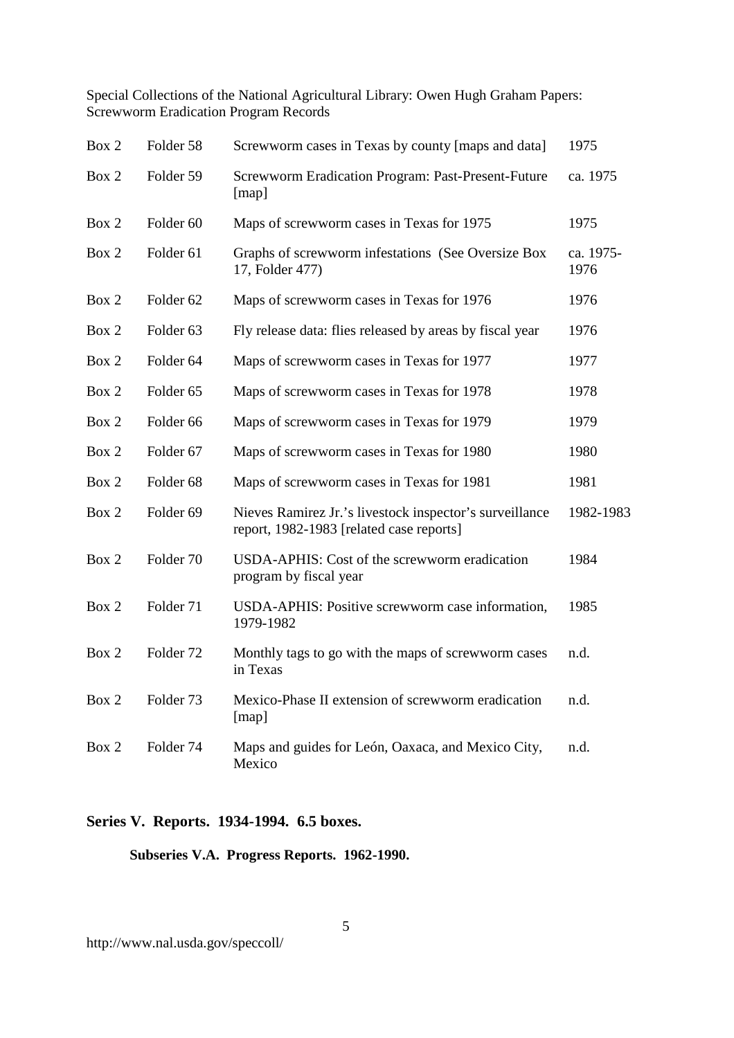| Box | Folder | Description | Date |
|---|---|---|---|
| Box 2 | Folder 58 | Screwworm cases in Texas by county [maps and data] | 1975 |
| Box 2 | Folder 59 | Screwworm Eradication Program: Past-Present-Future [map] | ca. 1975 |
| Box 2 | Folder 60 | Maps of screwworm cases in Texas for 1975 | 1975 |
| Box 2 | Folder 61 | Graphs of screwworm infestations (See Oversize Box 17, Folder 477) | ca. 1975-1976 |
| Box 2 | Folder 62 | Maps of screwworm cases in Texas for 1976 | 1976 |
| Box 2 | Folder 63 | Fly release data: flies released by areas by fiscal year | 1976 |
| Box 2 | Folder 64 | Maps of screwworm cases in Texas for 1977 | 1977 |
| Box 2 | Folder 65 | Maps of screwworm cases in Texas for 1978 | 1978 |
| Box 2 | Folder 66 | Maps of screwworm cases in Texas for 1979 | 1979 |
| Box 2 | Folder 67 | Maps of screwworm cases in Texas for 1980 | 1980 |
| Box 2 | Folder 68 | Maps of screwworm cases in Texas for 1981 | 1981 |
| Box 2 | Folder 69 | Nieves Ramirez Jr.'s livestock inspector's surveillance report, 1982-1983 [related case reports] | 1982-1983 |
| Box 2 | Folder 70 | USDA-APHIS: Cost of the screwworm eradication program by fiscal year | 1984 |
| Box 2 | Folder 71 | USDA-APHIS: Positive screwworm case information, 1979-1982 | 1985 |
| Box 2 | Folder 72 | Monthly tags to go with the maps of screwworm cases in Texas | n.d. |
| Box 2 | Folder 73 | Mexico-Phase II extension of screwworm eradication [map] | n.d. |
| Box 2 | Folder 74 | Maps and guides for León, Oaxaca, and Mexico City, Mexico | n.d. |

## Series V. Reports. 1934-1994. 6.5 boxes.

### Subseries V.A. Progress Reports. 1962-1990.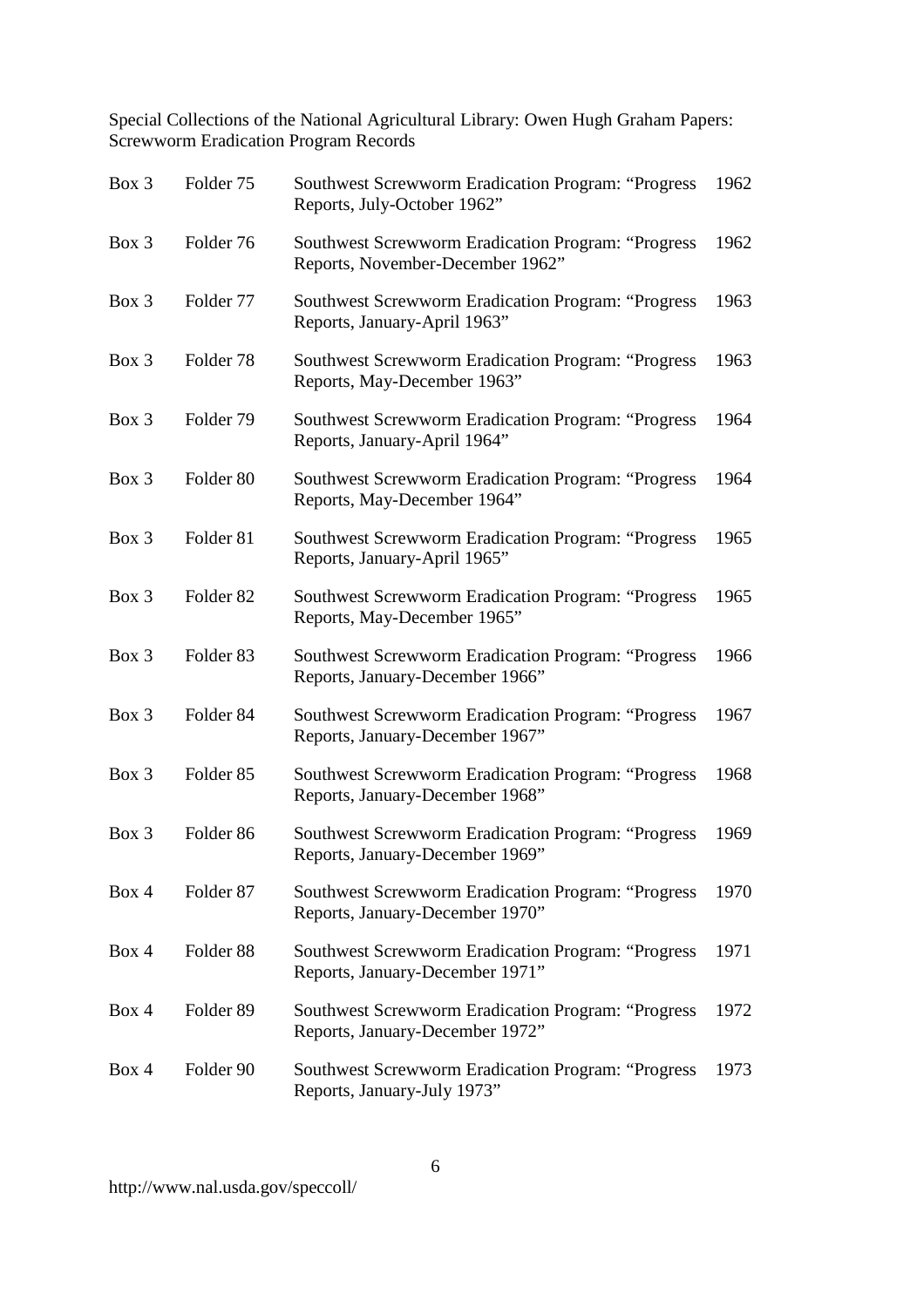Special Collections of the National Agricultural Library: Owen Hugh Graham Papers: Screwworm Eradication Program Records

| | | | |
|---|---|---|---|
| Box 3 | Folder 75 | Southwest Screwworm Eradication Program: "Progress Reports, July-October 1962" | 1962 |
| Box 3 | Folder 76 | Southwest Screwworm Eradication Program: "Progress Reports, November-December 1962" | 1962 |
| Box 3 | Folder 77 | Southwest Screwworm Eradication Program: "Progress Reports, January-April 1963" | 1963 |
| Box 3 | Folder 78 | Southwest Screwworm Eradication Program: "Progress Reports, May-December 1963" | 1963 |
| Box 3 | Folder 79 | Southwest Screwworm Eradication Program: "Progress Reports, January-April 1964" | 1964 |
| Box 3 | Folder 80 | Southwest Screwworm Eradication Program: "Progress Reports, May-December 1964" | 1964 |
| Box 3 | Folder 81 | Southwest Screwworm Eradication Program: "Progress Reports, January-April 1965" | 1965 |
| Box 3 | Folder 82 | Southwest Screwworm Eradication Program: "Progress Reports, May-December 1965" | 1965 |
| Box 3 | Folder 83 | Southwest Screwworm Eradication Program: "Progress Reports, January-December 1966" | 1966 |
| Box 3 | Folder 84 | Southwest Screwworm Eradication Program: "Progress Reports, January-December 1967" | 1967 |
| Box 3 | Folder 85 | Southwest Screwworm Eradication Program: "Progress Reports, January-December 1968" | 1968 |
| Box 3 | Folder 86 | Southwest Screwworm Eradication Program: "Progress Reports, January-December 1969" | 1969 |
| Box 4 | Folder 87 | Southwest Screwworm Eradication Program: "Progress Reports, January-December 1970" | 1970 |
| Box 4 | Folder 88 | Southwest Screwworm Eradication Program: "Progress Reports, January-December 1971" | 1971 |
| Box 4 | Folder 89 | Southwest Screwworm Eradication Program: "Progress Reports, January-December 1972" | 1972 |
| Box 4 | Folder 90 | Southwest Screwworm Eradication Program: "Progress Reports, January-July 1973" | 1973 |

http://www.nal.usda.gov/speccoll/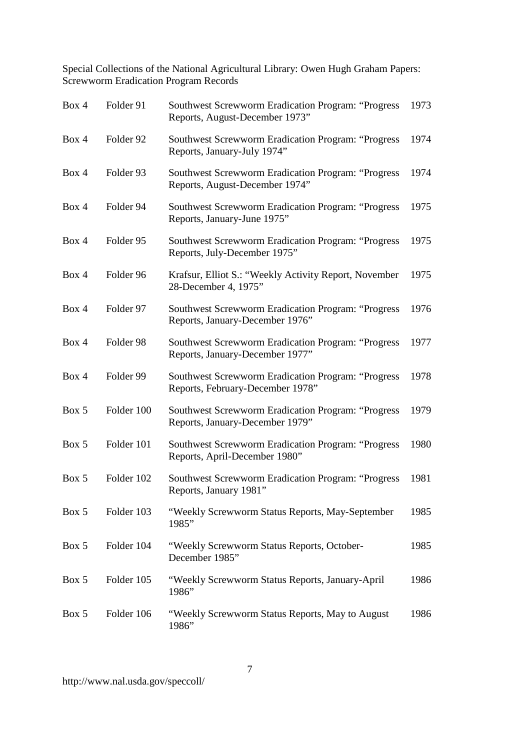Special Collections of the National Agricultural Library: Owen Hugh Graham Papers: Screwworm Eradication Program Records

| Box | Folder | Description | Date |
|---|---|---|---|
| Box 4 | Folder 91 | Southwest Screwworm Eradication Program: "Progress Reports, August-December 1973" | 1973 |
| Box 4 | Folder 92 | Southwest Screwworm Eradication Program: "Progress Reports, January-July 1974" | 1974 |
| Box 4 | Folder 93 | Southwest Screwworm Eradication Program: "Progress Reports, August-December 1974" | 1974 |
| Box 4 | Folder 94 | Southwest Screwworm Eradication Program: "Progress Reports, January-June 1975" | 1975 |
| Box 4 | Folder 95 | Southwest Screwworm Eradication Program: "Progress Reports, July-December 1975" | 1975 |
| Box 4 | Folder 96 | Krafsur, Elliot S.: "Weekly Activity Report, November 28-December 4, 1975" | 1975 |
| Box 4 | Folder 97 | Southwest Screwworm Eradication Program: "Progress Reports, January-December 1976" | 1976 |
| Box 4 | Folder 98 | Southwest Screwworm Eradication Program: "Progress Reports, January-December 1977" | 1977 |
| Box 4 | Folder 99 | Southwest Screwworm Eradication Program: "Progress Reports, February-December 1978" | 1978 |
| Box 5 | Folder 100 | Southwest Screwworm Eradication Program: "Progress Reports, January-December 1979" | 1979 |
| Box 5 | Folder 101 | Southwest Screwworm Eradication Program: "Progress Reports, April-December 1980" | 1980 |
| Box 5 | Folder 102 | Southwest Screwworm Eradication Program: "Progress Reports, January 1981" | 1981 |
| Box 5 | Folder 103 | "Weekly Screwworm Status Reports, May-September 1985" | 1985 |
| Box 5 | Folder 104 | "Weekly Screwworm Status Reports, October-December 1985" | 1985 |
| Box 5 | Folder 105 | "Weekly Screwworm Status Reports, January-April 1986" | 1986 |
| Box 5 | Folder 106 | "Weekly Screwworm Status Reports, May to August 1986" | 1986 |

http://www.nal.usda.gov/speccoll/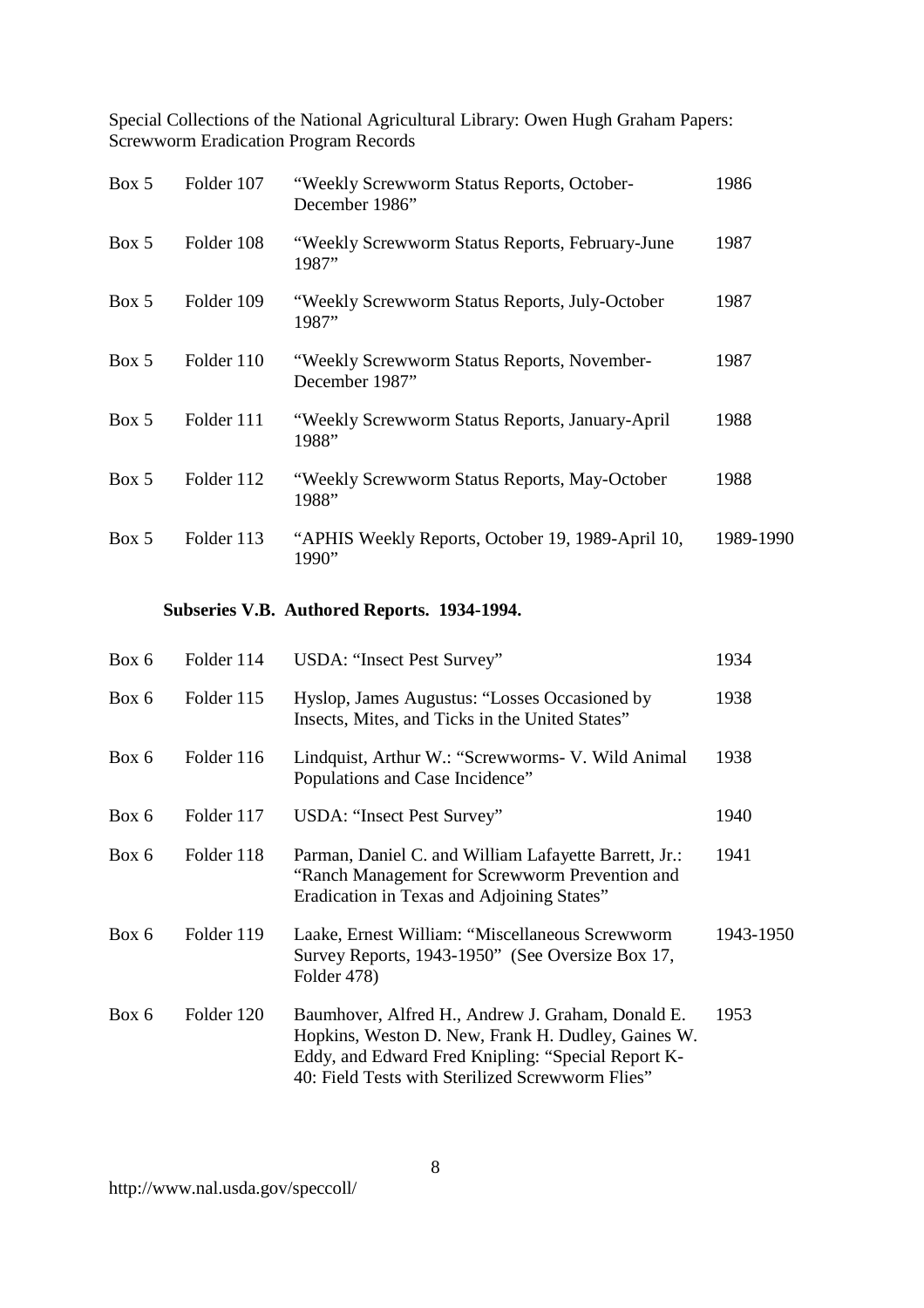| | | | |
|---|---|---|---|
| Box 5 | Folder 107 | "Weekly Screwworm Status Reports, October-December 1986" | 1986 |
| Box 5 | Folder 108 | "Weekly Screwworm Status Reports, February-June 1987" | 1987 |
| Box 5 | Folder 109 | "Weekly Screwworm Status Reports, July-October 1987" | 1987 |
| Box 5 | Folder 110 | "Weekly Screwworm Status Reports, November-December 1987" | 1987 |
| Box 5 | Folder 111 | "Weekly Screwworm Status Reports, January-April 1988" | 1988 |
| Box 5 | Folder 112 | "Weekly Screwworm Status Reports, May-October 1988" | 1988 |
| Box 5 | Folder 113 | "APHIS Weekly Reports, October 19, 1989-April 10, 1990" | 1989-1990 |

### Subseries V.B. Authored Reports. 1934-1994.

| | | | |
|---|---|---|---|
| Box 6 | Folder 114 | USDA: "Insect Pest Survey" | 1934 |
| Box 6 | Folder 115 | Hyslop, James Augustus: "Losses Occasioned by Insects, Mites, and Ticks in the United States" | 1938 |
| Box 6 | Folder 116 | Lindquist, Arthur W.: "Screwworms- V. Wild Animal Populations and Case Incidence" | 1938 |
| Box 6 | Folder 117 | USDA: "Insect Pest Survey" | 1940 |
| Box 6 | Folder 118 | Parman, Daniel C. and William Lafayette Barrett, Jr.: "Ranch Management for Screwworm Prevention and Eradication in Texas and Adjoining States" | 1941 |
| Box 6 | Folder 119 | Laake, Ernest William: "Miscellaneous Screwworm Survey Reports, 1943-1950" (See Oversize Box 17, Folder 478) | 1943-1950 |
| Box 6 | Folder 120 | Baumhover, Alfred H., Andrew J. Graham, Donald E. Hopkins, Weston D. New, Frank H. Dudley, Gaines W. Eddy, and Edward Fred Knipling: "Special Report K-40: Field Tests with Sterilized Screwworm Flies" | 1953 |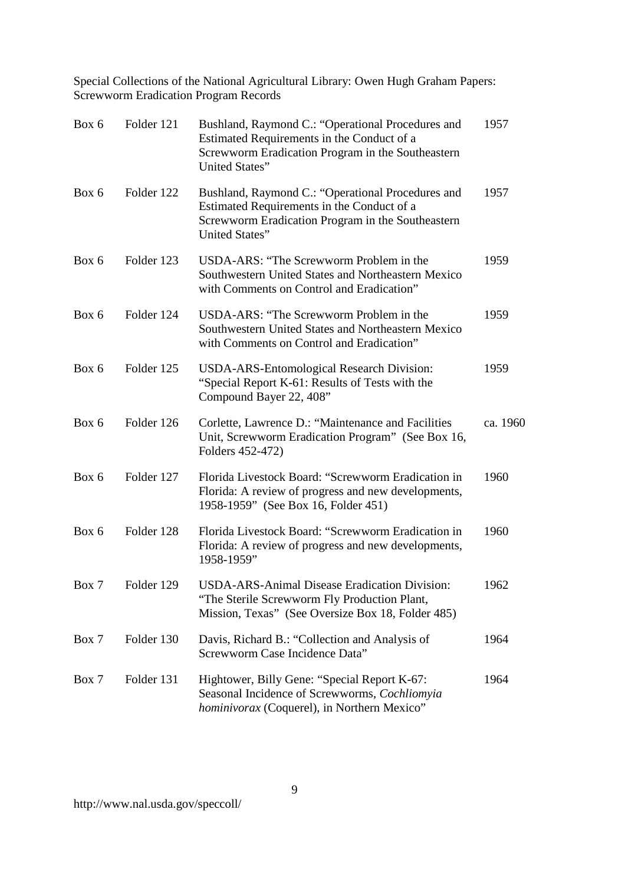Special Collections of the National Agricultural Library: Owen Hugh Graham Papers: Screwworm Eradication Program Records

| | | | |
|---|---|---|---|
| Box 6 | Folder 121 | Bushland, Raymond C.: "Operational Procedures and Estimated Requirements in the Conduct of a Screwworm Eradication Program in the Southeastern United States" | 1957 |
| Box 6 | Folder 122 | Bushland, Raymond C.: "Operational Procedures and Estimated Requirements in the Conduct of a Screwworm Eradication Program in the Southeastern United States" | 1957 |
| Box 6 | Folder 123 | USDA-ARS: "The Screwworm Problem in the Southwestern United States and Northeastern Mexico with Comments on Control and Eradication" | 1959 |
| Box 6 | Folder 124 | USDA-ARS: "The Screwworm Problem in the Southwestern United States and Northeastern Mexico with Comments on Control and Eradication" | 1959 |
| Box 6 | Folder 125 | USDA-ARS-Entomological Research Division: "Special Report K-61: Results of Tests with the Compound Bayer 22, 408" | 1959 |
| Box 6 | Folder 126 | Corlette, Lawrence D.: "Maintenance and Facilities Unit, Screwworm Eradication Program" (See Box 16, Folders 452-472) | ca. 1960 |
| Box 6 | Folder 127 | Florida Livestock Board: "Screwworm Eradication in Florida: A review of progress and new developments, 1958-1959" (See Box 16, Folder 451) | 1960 |
| Box 6 | Folder 128 | Florida Livestock Board: "Screwworm Eradication in Florida: A review of progress and new developments, 1958-1959" | 1960 |
| Box 7 | Folder 129 | USDA-ARS-Animal Disease Eradication Division: "The Sterile Screwworm Fly Production Plant, Mission, Texas" (See Oversize Box 18, Folder 485) | 1962 |
| Box 7 | Folder 130 | Davis, Richard B.: "Collection and Analysis of Screwworm Case Incidence Data" | 1964 |
| Box 7 | Folder 131 | Hightower, Billy Gene: "Special Report K-67: Seasonal Incidence of Screwworms, *Cochliomyia hominivorax* (Coquerel), in Northern Mexico" | 1964 |

http://www.nal.usda.gov/speccoll/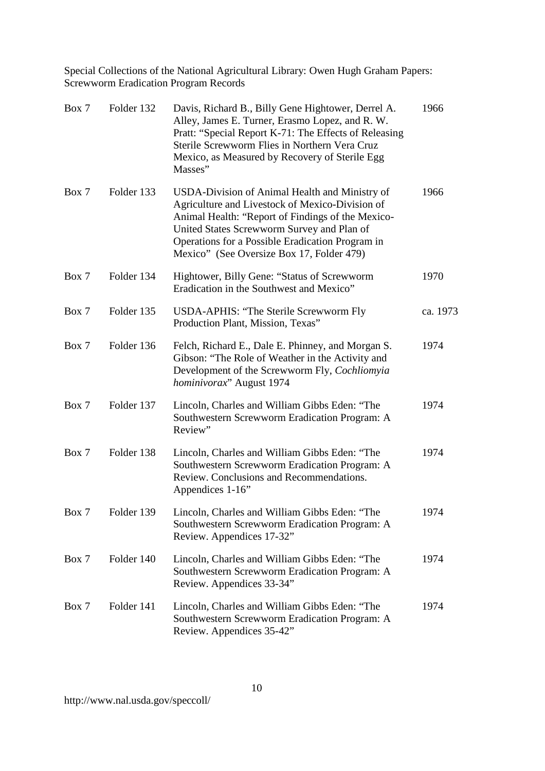Special Collections of the National Agricultural Library: Owen Hugh Graham Papers: Screwworm Eradication Program Records

| | | | |
|---|---|---|---|
| Box 7 | Folder 132 | Davis, Richard B., Billy Gene Hightower, Derrel A. Alley, James E. Turner, Erasmo Lopez, and R. W. Pratt: "Special Report K-71: The Effects of Releasing Sterile Screwworm Flies in Northern Vera Cruz Mexico, as Measured by Recovery of Sterile Egg Masses" | 1966 |
| Box 7 | Folder 133 | USDA-Division of Animal Health and Ministry of Agriculture and Livestock of Mexico-Division of Animal Health: "Report of Findings of the Mexico-United States Screwworm Survey and Plan of Operations for a Possible Eradication Program in Mexico" (See Oversize Box 17, Folder 479) | 1966 |
| Box 7 | Folder 134 | Hightower, Billy Gene: "Status of Screwworm Eradication in the Southwest and Mexico" | 1970 |
| Box 7 | Folder 135 | USDA-APHIS: "The Sterile Screwworm Fly Production Plant, Mission, Texas" | ca. 1973 |
| Box 7 | Folder 136 | Felch, Richard E., Dale E. Phinney, and Morgan S. Gibson: "The Role of Weather in the Activity and Development of the Screwworm Fly, *Cochliomyia hominivorax*" August 1974 | 1974 |
| Box 7 | Folder 137 | Lincoln, Charles and William Gibbs Eden: "The Southwestern Screwworm Eradication Program: A Review" | 1974 |
| Box 7 | Folder 138 | Lincoln, Charles and William Gibbs Eden: "The Southwestern Screwworm Eradication Program: A Review. Conclusions and Recommendations. Appendices 1-16" | 1974 |
| Box 7 | Folder 139 | Lincoln, Charles and William Gibbs Eden: "The Southwestern Screwworm Eradication Program: A Review. Appendices 17-32" | 1974 |
| Box 7 | Folder 140 | Lincoln, Charles and William Gibbs Eden: "The Southwestern Screwworm Eradication Program: A Review. Appendices 33-34" | 1974 |
| Box 7 | Folder 141 | Lincoln, Charles and William Gibbs Eden: "The Southwestern Screwworm Eradication Program: A Review. Appendices 35-42" | 1974 |

http://www.nal.usda.gov/speccoll/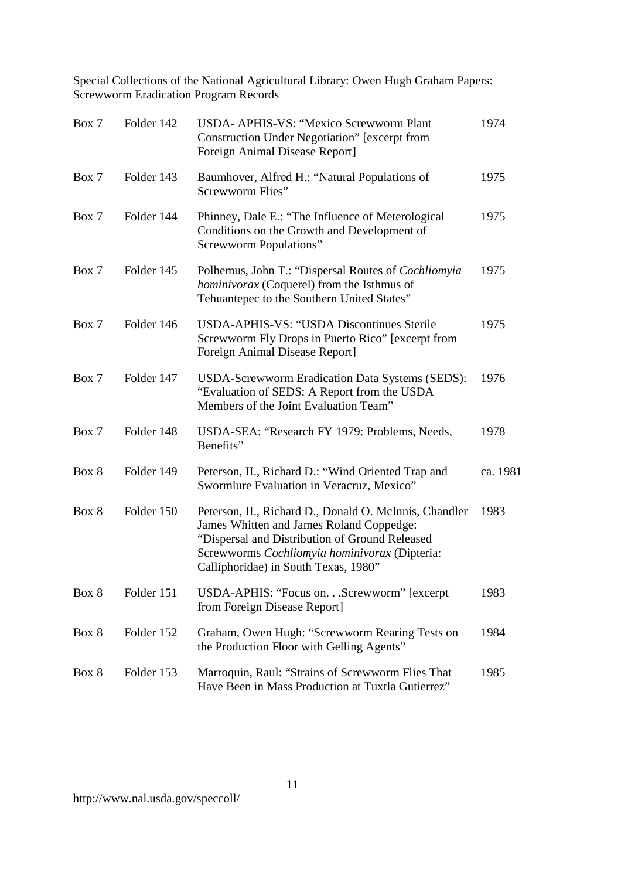Special Collections of the National Agricultural Library: Owen Hugh Graham Papers: Screwworm Eradication Program Records

| | | | |
|---|---|---|---|
| Box 7 | Folder 142 | USDA- APHIS-VS: "Mexico Screwworm Plant Construction Under Negotiation" [excerpt from Foreign Animal Disease Report] | 1974 |
| Box 7 | Folder 143 | Baumhover, Alfred H.: "Natural Populations of Screwworm Flies" | 1975 |
| Box 7 | Folder 144 | Phinney, Dale E.: "The Influence of Meterological Conditions on the Growth and Development of Screwworm Populations" | 1975 |
| Box 7 | Folder 145 | Polhemus, John T.: "Dispersal Routes of *Cochliomyia hominivorax* (Coquerel) from the Isthmus of Tehuantepec to the Southern United States" | 1975 |
| Box 7 | Folder 146 | USDA-APHIS-VS: "USDA Discontinues Sterile Screwworm Fly Drops in Puerto Rico" [excerpt from Foreign Animal Disease Report] | 1975 |
| Box 7 | Folder 147 | USDA-Screwworm Eradication Data Systems (SEDS): "Evaluation of SEDS: A Report from the USDA Members of the Joint Evaluation Team" | 1976 |
| Box 7 | Folder 148 | USDA-SEA: "Research FY 1979: Problems, Needs, Benefits" | 1978 |
| Box 8 | Folder 149 | Peterson, II., Richard D.: "Wind Oriented Trap and Swormlure Evaluation in Veracruz, Mexico" | ca. 1981 |
| Box 8 | Folder 150 | Peterson, II., Richard D., Donald O. McInnis, Chandler James Whitten and James Roland Coppedge: "Dispersal and Distribution of Ground Released Screwworms *Cochliomyia hominivorax* (Dipteria: Calliphoridae) in South Texas, 1980" | 1983 |
| Box 8 | Folder 151 | USDA-APHIS: "Focus on. . .Screwworm" [excerpt from Foreign Disease Report] | 1983 |
| Box 8 | Folder 152 | Graham, Owen Hugh: "Screwworm Rearing Tests on the Production Floor with Gelling Agents" | 1984 |
| Box 8 | Folder 153 | Marroquin, Raul: "Strains of Screwworm Flies That Have Been in Mass Production at Tuxtla Gutierrez" | 1985 |

http://www.nal.usda.gov/speccoll/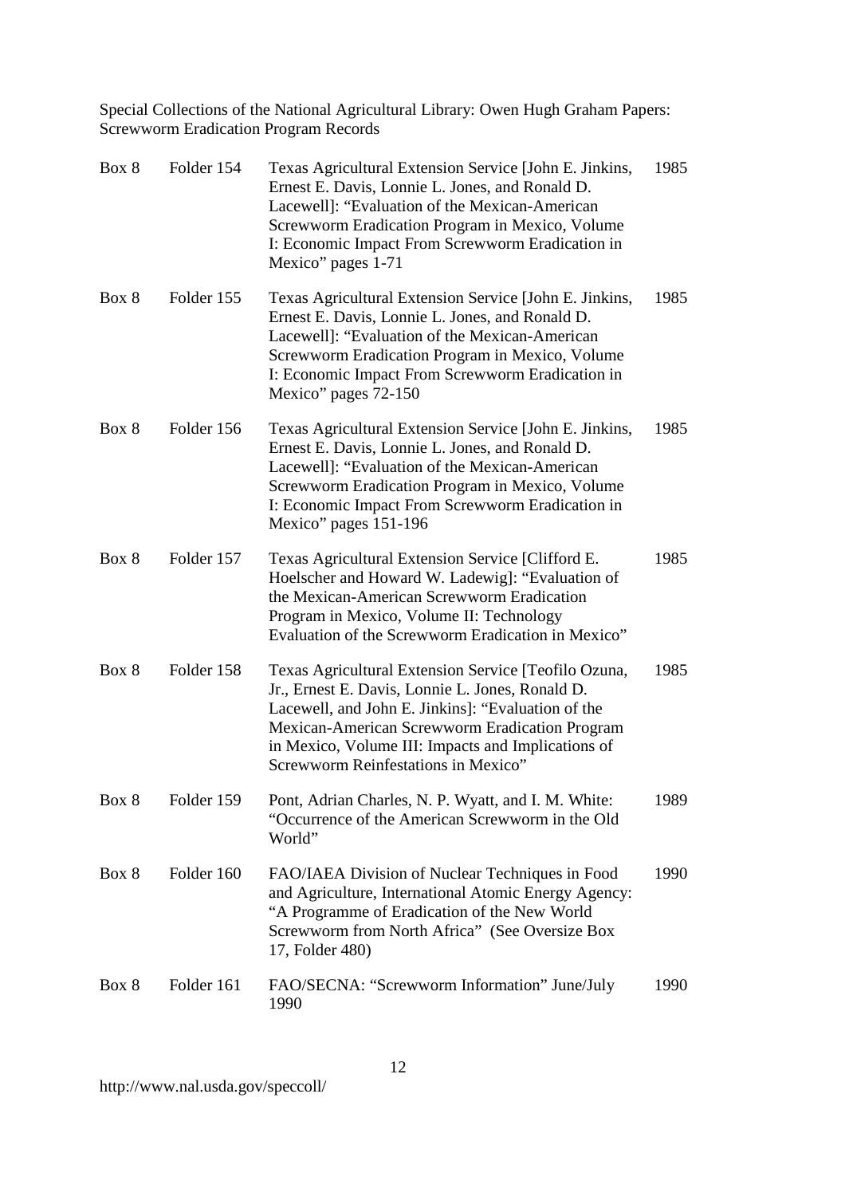Special Collections of the National Agricultural Library: Owen Hugh Graham Papers: Screwworm Eradication Program Records

| | | | |
|---|---|---|---|
| Box 8 | Folder 154 | Texas Agricultural Extension Service [John E. Jinkins, Ernest E. Davis, Lonnie L. Jones, and Ronald D. Lacewell]: "Evaluation of the Mexican-American Screwworm Eradication Program in Mexico, Volume I: Economic Impact From Screwworm Eradication in Mexico" pages 1-71 | 1985 |
| Box 8 | Folder 155 | Texas Agricultural Extension Service [John E. Jinkins, Ernest E. Davis, Lonnie L. Jones, and Ronald D. Lacewell]: "Evaluation of the Mexican-American Screwworm Eradication Program in Mexico, Volume I: Economic Impact From Screwworm Eradication in Mexico" pages 72-150 | 1985 |
| Box 8 | Folder 156 | Texas Agricultural Extension Service [John E. Jinkins, Ernest E. Davis, Lonnie L. Jones, and Ronald D. Lacewell]: "Evaluation of the Mexican-American Screwworm Eradication Program in Mexico, Volume I: Economic Impact From Screwworm Eradication in Mexico" pages 151-196 | 1985 |
| Box 8 | Folder 157 | Texas Agricultural Extension Service [Clifford E. Hoelscher and Howard W. Ladewig]: "Evaluation of the Mexican-American Screwworm Eradication Program in Mexico, Volume II: Technology Evaluation of the Screwworm Eradication in Mexico" | 1985 |
| Box 8 | Folder 158 | Texas Agricultural Extension Service [Teofilo Ozuna, Jr., Ernest E. Davis, Lonnie L. Jones, Ronald D. Lacewell, and John E. Jinkins]: "Evaluation of the Mexican-American Screwworm Eradication Program in Mexico, Volume III: Impacts and Implications of Screwworm Reinfestations in Mexico" | 1985 |
| Box 8 | Folder 159 | Pont, Adrian Charles, N. P. Wyatt, and I. M. White: "Occurrence of the American Screwworm in the Old World" | 1989 |
| Box 8 | Folder 160 | FAO/IAEA Division of Nuclear Techniques in Food and Agriculture, International Atomic Energy Agency: "A Programme of Eradication of the New World Screwworm from North Africa" (See Oversize Box 17, Folder 480) | 1990 |
| Box 8 | Folder 161 | FAO/SECNA: "Screwworm Information" June/July 1990 | 1990 |

http://www.nal.usda.gov/speccoll/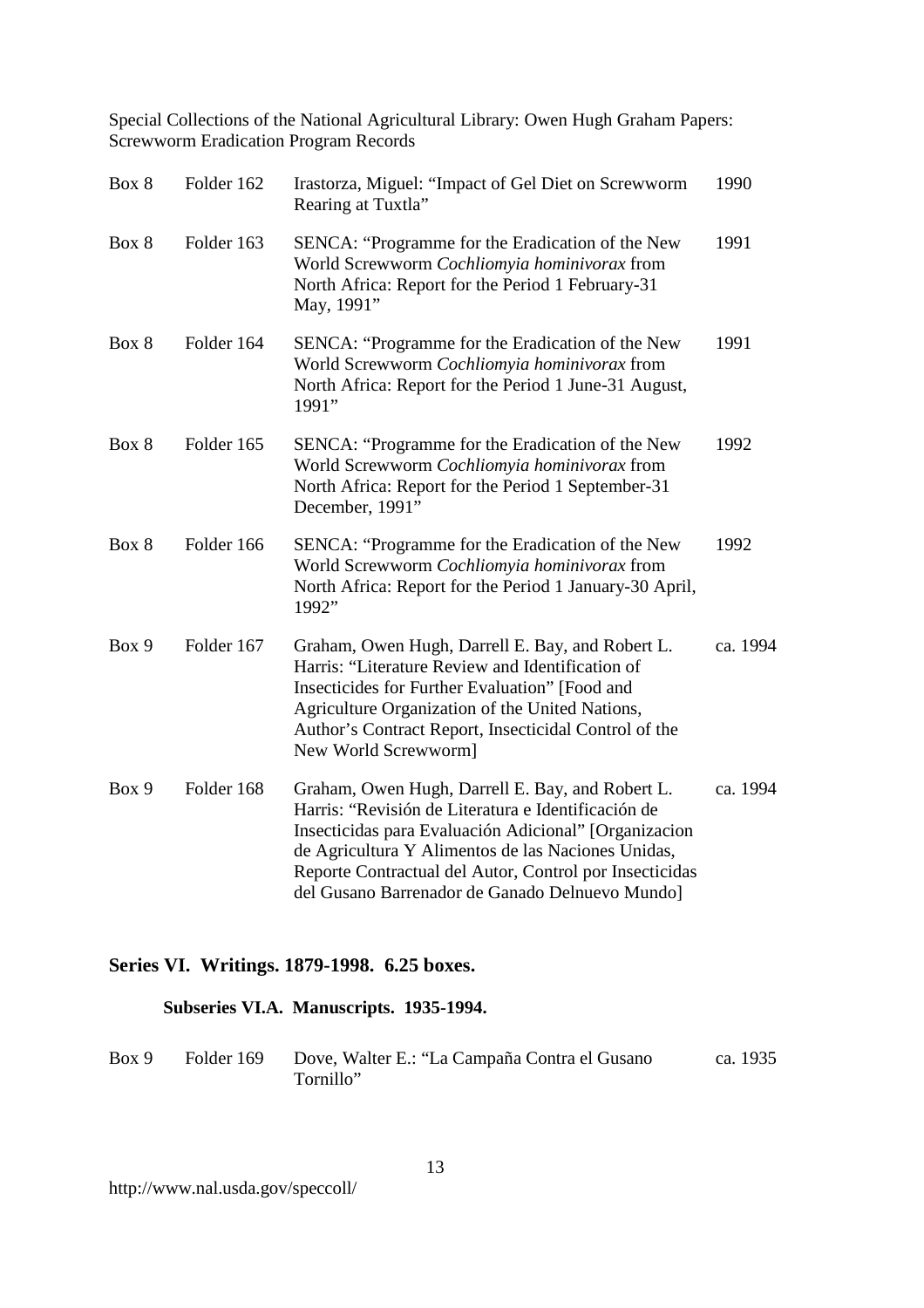| Box | Folder | Title | Date |
|---|---|---|---|
| Box 8 | Folder 162 | Irastorza, Miguel: "Impact of Gel Diet on Screwworm Rearing at Tuxtla" | 1990 |
| Box 8 | Folder 163 | SENCA: "Programme for the Eradication of the New World Screwworm *Cochliomyia hominivorax* from North Africa: Report for the Period 1 February-31 May, 1991" | 1991 |
| Box 8 | Folder 164 | SENCA: "Programme for the Eradication of the New World Screwworm *Cochliomyia hominivorax* from North Africa: Report for the Period 1 June-31 August, 1991" | 1991 |
| Box 8 | Folder 165 | SENCA: "Programme for the Eradication of the New World Screwworm *Cochliomyia hominivorax* from North Africa: Report for the Period 1 September-31 December, 1991" | 1992 |
| Box 8 | Folder 166 | SENCA: "Programme for the Eradication of the New World Screwworm *Cochliomyia hominivorax* from North Africa: Report for the Period 1 January-30 April, 1992" | 1992 |
| Box 9 | Folder 167 | Graham, Owen Hugh, Darrell E. Bay, and Robert L. Harris: "Literature Review and Identification of Insecticides for Further Evaluation" [Food and Agriculture Organization of the United Nations, Author's Contract Report, Insecticidal Control of the New World Screwworm] | ca. 1994 |
| Box 9 | Folder 168 | Graham, Owen Hugh, Darrell E. Bay, and Robert L. Harris: "Revisión de Literatura e Identificación de Insecticidas para Evaluación Adicional" [Organizacion de Agricultura Y Alimentos de las Naciones Unidas, Reporte Contractual del Autor, Control por Insecticidas del Gusano Barrenador de Ganado Delnuevo Mundo] | ca. 1994 |

## Series VI. Writings. 1879-1998. 6.25 boxes.

### Subseries VI.A. Manuscripts. 1935-1994.

| Box | Folder | Title | Date |
|---|---|---|---|
| Box 9 | Folder 169 | Dove, Walter E.: "La Campaña Contra el Gusano Tornillo" | ca. 1935 |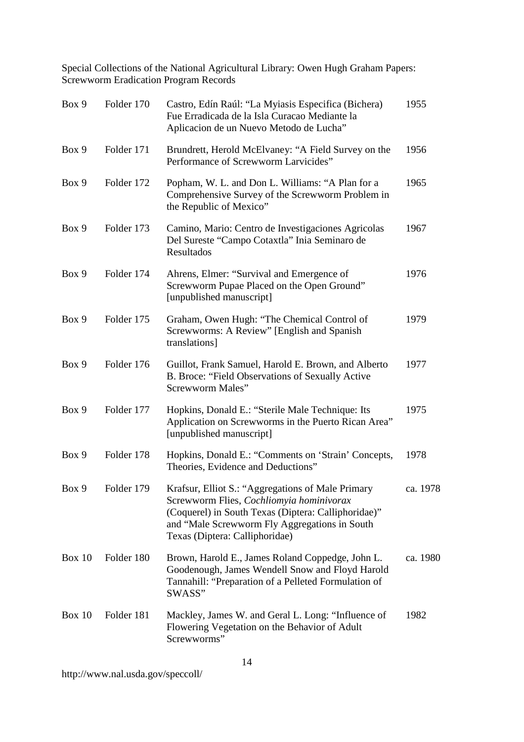| Box | Folder | Description | Date |
|---|---|---|---|
| Box 9 | Folder 170 | Castro, Edín Raúl: “La Myiasis Especifica (Bichera) Fue Erradicada de la Isla Curacao Mediante la Aplicacion de un Nuevo Metodo de Lucha” | 1955 |
| Box 9 | Folder 171 | Brundrett, Herold McElvaney: “A Field Survey on the Performance of Screwworm Larvicides” | 1956 |
| Box 9 | Folder 172 | Popham, W. L. and Don L. Williams: “A Plan for a Comprehensive Survey of the Screwworm Problem in the Republic of Mexico” | 1965 |
| Box 9 | Folder 173 | Camino, Mario: Centro de Investigaciones Agricolas Del Sureste “Campo Cotaxtla” Inia Seminaro de Resultados | 1967 |
| Box 9 | Folder 174 | Ahrens, Elmer: “Survival and Emergence of Screwworm Pupae Placed on the Open Ground” [unpublished manuscript] | 1976 |
| Box 9 | Folder 175 | Graham, Owen Hugh: “The Chemical Control of Screwworms: A Review” [English and Spanish translations] | 1979 |
| Box 9 | Folder 176 | Guillot, Frank Samuel, Harold E. Brown, and Alberto B. Broce: “Field Observations of Sexually Active Screwworm Males” | 1977 |
| Box 9 | Folder 177 | Hopkins, Donald E.: “Sterile Male Technique: Its Application on Screwworms in the Puerto Rican Area” [unpublished manuscript] | 1975 |
| Box 9 | Folder 178 | Hopkins, Donald E.: “Comments on ‘Strain’ Concepts, Theories, Evidence and Deductions” | 1978 |
| Box 9 | Folder 179 | Krafsur, Elliot S.: “Aggregations of Male Primary Screwworm Flies, *Cochliomyia hominivorax* (Coquerel) in South Texas (Diptera: Calliphoridae)” and “Male Screwworm Fly Aggregations in South Texas (Diptera: Calliphoridae) | ca. 1978 |
| Box 10 | Folder 180 | Brown, Harold E., James Roland Coppedge, John L. Goodenough, James Wendell Snow and Floyd Harold Tannahill: “Preparation of a Pelleted Formulation of SWASS” | ca. 1980 |
| Box 10 | Folder 181 | Mackley, James W. and Geral L. Long: “Influence of Flowering Vegetation on the Behavior of Adult Screwworms” | 1982 |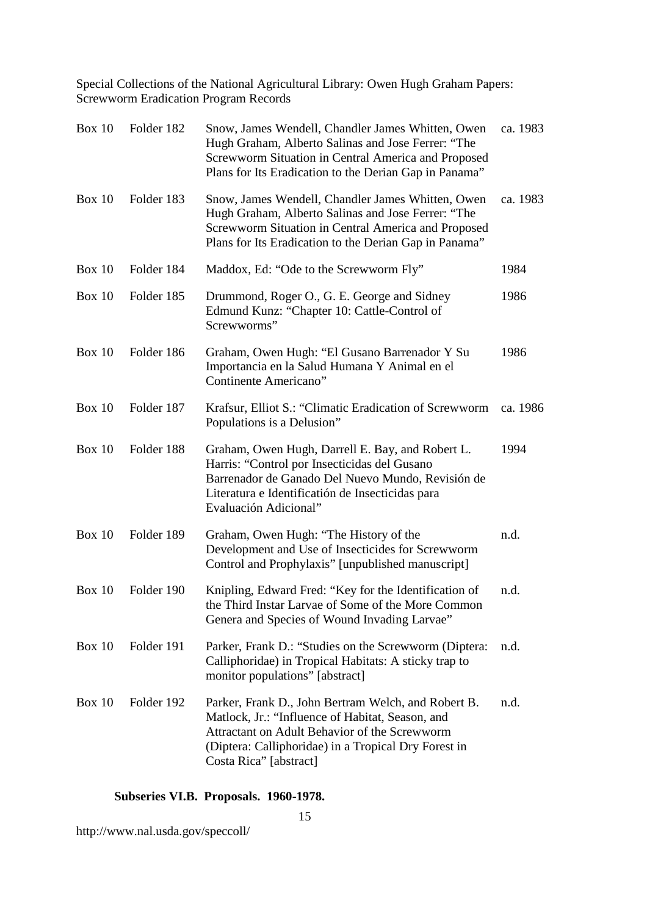| | | | |
|---|---|---|---|
| Box 10 | Folder 182 | Snow, James Wendell, Chandler James Whitten, Owen Hugh Graham, Alberto Salinas and Jose Ferrer: "The Screwworm Situation in Central America and Proposed Plans for Its Eradication to the Derian Gap in Panama" | ca. 1983 |
| Box 10 | Folder 183 | Snow, James Wendell, Chandler James Whitten, Owen Hugh Graham, Alberto Salinas and Jose Ferrer: "The Screwworm Situation in Central America and Proposed Plans for Its Eradication to the Derian Gap in Panama" | ca. 1983 |
| Box 10 | Folder 184 | Maddox, Ed: "Ode to the Screwworm Fly" | 1984 |
| Box 10 | Folder 185 | Drummond, Roger O., G. E. George and Sidney Edmund Kunz: "Chapter 10: Cattle-Control of Screwworms" | 1986 |
| Box 10 | Folder 186 | Graham, Owen Hugh: "El Gusano Barrenador Y Su Importancia en la Salud Humana Y Animal en el Continente Americano" | 1986 |
| Box 10 | Folder 187 | Krafsur, Elliot S.: "Climatic Eradication of Screwworm Populations is a Delusion" | ca. 1986 |
| Box 10 | Folder 188 | Graham, Owen Hugh, Darrell E. Bay, and Robert L. Harris: "Control por Insecticidas del Gusano Barrenador de Ganado Del Nuevo Mundo, Revisión de Literatura e Identificatión de Insecticidas para Evaluación Adicional" | 1994 |
| Box 10 | Folder 189 | Graham, Owen Hugh: "The History of the Development and Use of Insecticides for Screwworm Control and Prophylaxis" [unpublished manuscript] | n.d. |
| Box 10 | Folder 190 | Knipling, Edward Fred: "Key for the Identification of the Third Instar Larvae of Some of the More Common Genera and Species of Wound Invading Larvae" | n.d. |
| Box 10 | Folder 191 | Parker, Frank D.: "Studies on the Screwworm (Diptera: Calliphoridae) in Tropical Habitats: A sticky trap to monitor populations" [abstract] | n.d. |
| Box 10 | Folder 192 | Parker, Frank D., John Bertram Welch, and Robert B. Matlock, Jr.: "Influence of Habitat, Season, and Attractant on Adult Behavior of the Screwworm (Diptera: Calliphoridae) in a Tropical Dry Forest in Costa Rica" [abstract] | n.d. |

**Subseries VI.B. Proposals. 1960-1978.**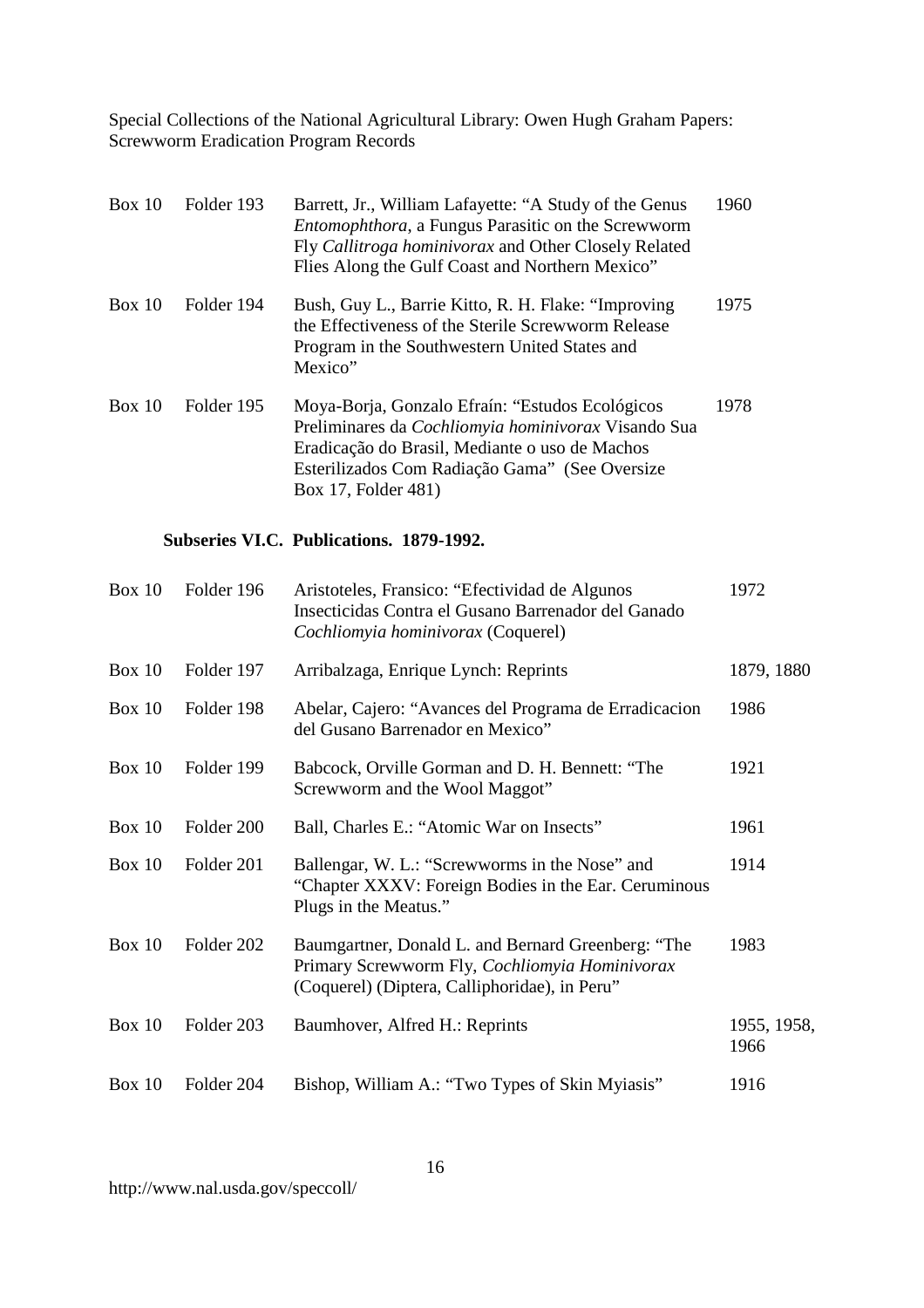| | | | |
|---|---|---|---|
| Box 10 | Folder 193 | Barrett, Jr., William Lafayette: “A Study of the Genus *Entomophthora*, a Fungus Parasitic on the Screwworm Fly *Callitroga hominivorax* and Other Closely Related Flies Along the Gulf Coast and Northern Mexico” | 1960 |
| Box 10 | Folder 194 | Bush, Guy L., Barrie Kitto, R. H. Flake: “Improving the Effectiveness of the Sterile Screwworm Release Program in the Southwestern United States and Mexico” | 1975 |
| Box 10 | Folder 195 | Moya-Borja, Gonzalo Efraín: “Estudos Ecológicos Preliminares da *Cochliomyia hominivorax* Visando Sua Eradicação do Brasil, Mediante o uso de Machos Esterilizados Com Radiação Gama” (See Oversize Box 17, Folder 481) | 1978 |

**Subseries VI.C. Publications. 1879-1992.**

| | | | |
|---|---|---|---|
| Box 10 | Folder 196 | Aristoteles, Fransico: “Efectividad de Algunos Insecticidas Contra el Gusano Barrenador del Ganado *Cochliomyia hominivorax* (Coquerel) | 1972 |
| Box 10 | Folder 197 | Arribalzaga, Enrique Lynch: Reprints | 1879, 1880 |
| Box 10 | Folder 198 | Abelar, Cajero: “Avances del Programa de Erradicacion del Gusano Barrenador en Mexico” | 1986 |
| Box 10 | Folder 199 | Babcock, Orville Gorman and D. H. Bennett: “The Screwworm and the Wool Maggot” | 1921 |
| Box 10 | Folder 200 | Ball, Charles E.: “Atomic War on Insects” | 1961 |
| Box 10 | Folder 201 | Ballengar, W. L.: “Screwworms in the Nose” and “Chapter XXXV: Foreign Bodies in the Ear. Ceruminous Plugs in the Meatus.” | 1914 |
| Box 10 | Folder 202 | Baumgartner, Donald L. and Bernard Greenberg: “The Primary Screwworm Fly, *Cochliomyia Hominivorax* (Coquerel) (Diptera, Calliphoridae), in Peru” | 1983 |
| Box 10 | Folder 203 | Baumhover, Alfred H.: Reprints | 1955, 1958, 1966 |
| Box 10 | Folder 204 | Bishop, William A.: “Two Types of Skin Myiasis” | 1916 |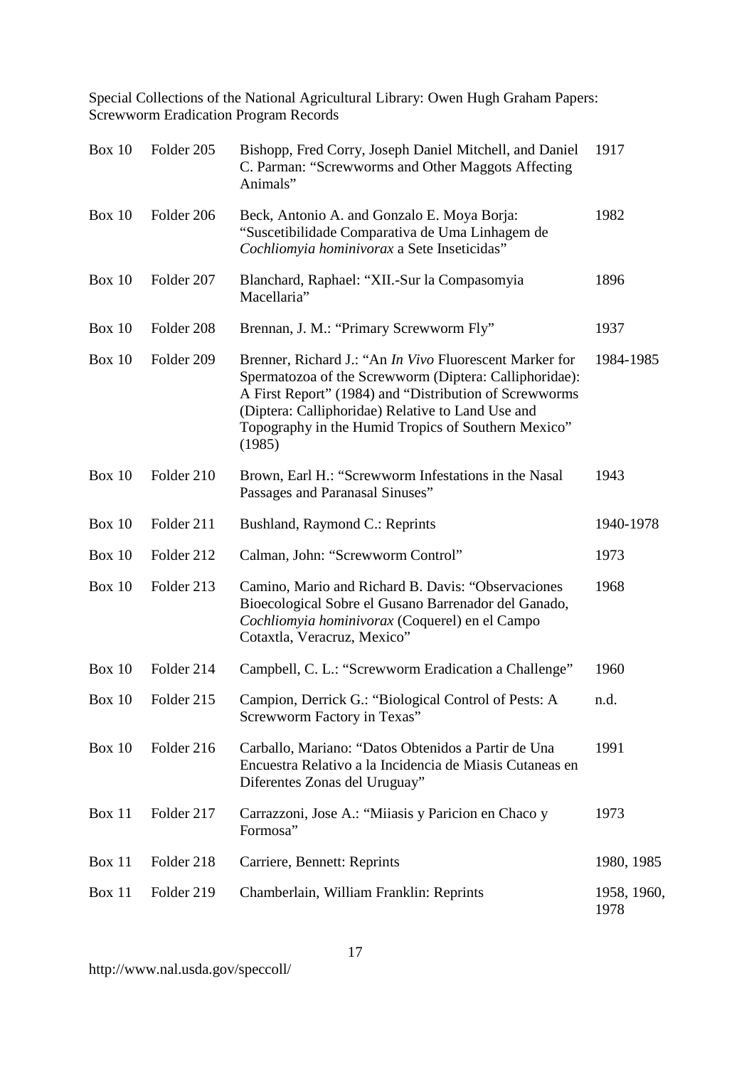| Box | Folder | Description | Date |
|---|---|---|---|
| Box 10 | Folder 205 | Bishopp, Fred Corry, Joseph Daniel Mitchell, and Daniel C. Parman: "Screwworms and Other Maggots Affecting Animals" | 1917 |
| Box 10 | Folder 206 | Beck, Antonio A. and Gonzalo E. Moya Borja: "Suscetibilidade Comparativa de Uma Linhagem de *Cochliomyia hominivorax* a Sete Inseticidas" | 1982 |
| Box 10 | Folder 207 | Blanchard, Raphael: "XII.-Sur la Compasomyia Macellaria" | 1896 |
| Box 10 | Folder 208 | Brennan, J. M.: "Primary Screwworm Fly" | 1937 |
| Box 10 | Folder 209 | Brenner, Richard J.: "An *In Vivo* Fluorescent Marker for Spermatozoa of the Screwworm (Diptera: Calliphoridae): A First Report" (1984) and "Distribution of Screwworms (Diptera: Calliphoridae) Relative to Land Use and Topography in the Humid Tropics of Southern Mexico" (1985) | 1984-1985 |
| Box 10 | Folder 210 | Brown, Earl H.: "Screwworm Infestations in the Nasal Passages and Paranasal Sinuses" | 1943 |
| Box 10 | Folder 211 | Bushland, Raymond C.: Reprints | 1940-1978 |
| Box 10 | Folder 212 | Calman, John: "Screwworm Control" | 1973 |
| Box 10 | Folder 213 | Camino, Mario and Richard B. Davis: "Observaciones Bioecological Sobre el Gusano Barrenador del Ganado, *Cochliomyia hominivorax* (Coquerel) en el Campo Cotaxtla, Veracruz, Mexico" | 1968 |
| Box 10 | Folder 214 | Campbell, C. L.: "Screwworm Eradication a Challenge" | 1960 |
| Box 10 | Folder 215 | Campion, Derrick G.: "Biological Control of Pests: A Screwworm Factory in Texas" | n.d. |
| Box 10 | Folder 216 | Carballo, Mariano: "Datos Obtenidos a Partir de Una Encuestra Relativo a la Incidencia de Miasis Cutaneas en Diferentes Zonas del Uruguay" | 1991 |
| Box 11 | Folder 217 | Carrazzoni, Jose A.: "Miiasis y Paricion en Chaco y Formosa" | 1973 |
| Box 11 | Folder 218 | Carriere, Bennett: Reprints | 1980, 1985 |
| Box 11 | Folder 219 | Chamberlain, William Franklin: Reprints | 1958, 1960, 1978 |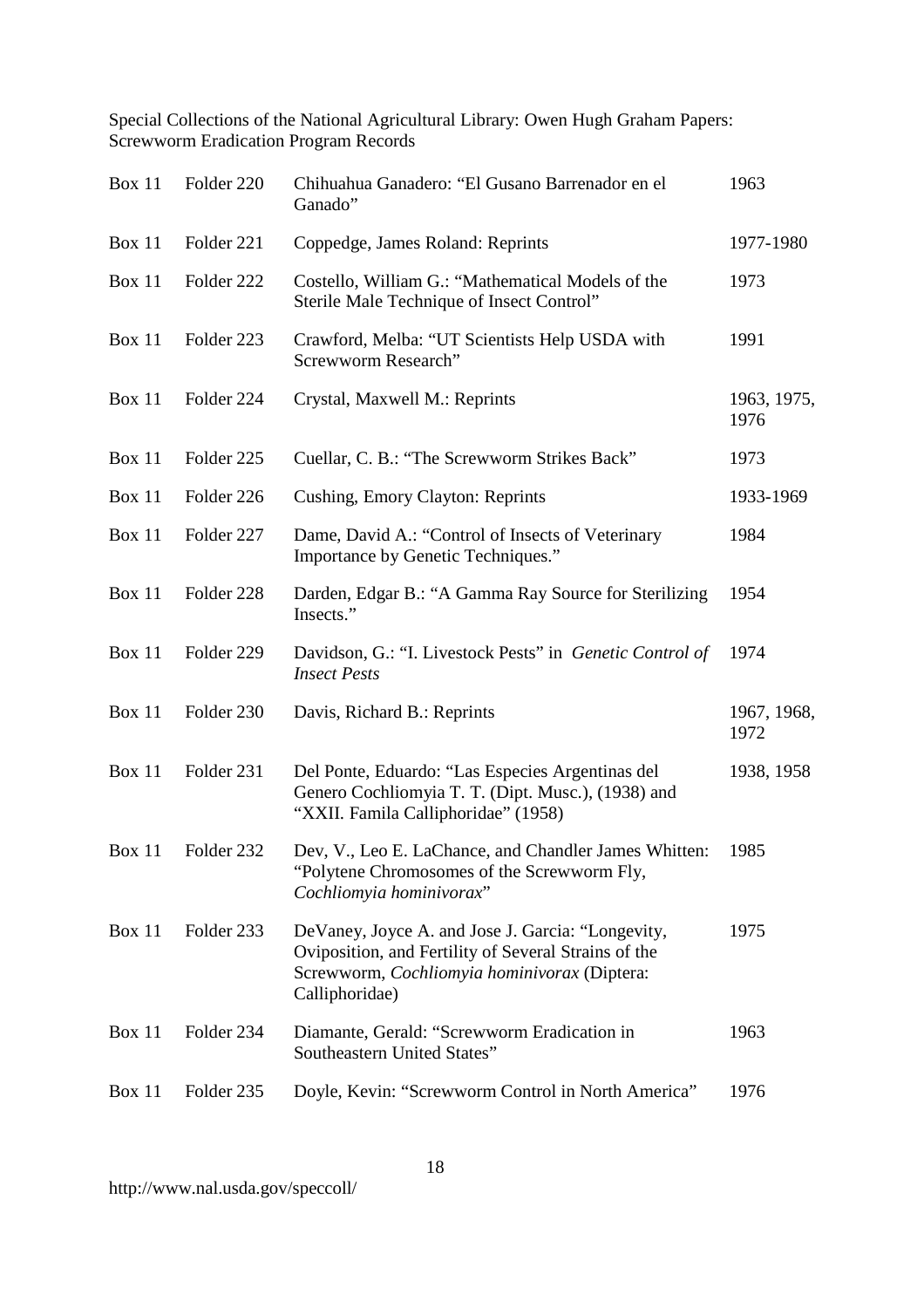| Box | Folder | Title | Date |
|---|---|---|---|
| Box 11 | Folder 220 | Chihuahua Ganadero: "El Gusano Barrenador en el Ganado" | 1963 |
| Box 11 | Folder 221 | Coppedge, James Roland: Reprints | 1977-1980 |
| Box 11 | Folder 222 | Costello, William G.: "Mathematical Models of the Sterile Male Technique of Insect Control" | 1973 |
| Box 11 | Folder 223 | Crawford, Melba: "UT Scientists Help USDA with Screwworm Research" | 1991 |
| Box 11 | Folder 224 | Crystal, Maxwell M.: Reprints | 1963, 1975, 1976 |
| Box 11 | Folder 225 | Cuellar, C. B.: "The Screwworm Strikes Back" | 1973 |
| Box 11 | Folder 226 | Cushing, Emory Clayton: Reprints | 1933-1969 |
| Box 11 | Folder 227 | Dame, David A.: "Control of Insects of Veterinary Importance by Genetic Techniques." | 1984 |
| Box 11 | Folder 228 | Darden, Edgar B.: "A Gamma Ray Source for Sterilizing Insects." | 1954 |
| Box 11 | Folder 229 | Davidson, G.: "I. Livestock Pests" in *Genetic Control of Insect Pests* | 1974 |
| Box 11 | Folder 230 | Davis, Richard B.: Reprints | 1967, 1968, 1972 |
| Box 11 | Folder 231 | Del Ponte, Eduardo: "Las Especies Argentinas del Genero Cochliomyia T. T. (Dipt. Musc.), (1938) and "XXII. Famila Calliphoridae" (1958) | 1938, 1958 |
| Box 11 | Folder 232 | Dev, V., Leo E. LaChance, and Chandler James Whitten: "Polytene Chromosomes of the Screwworm Fly, *Cochliomyia hominivorax*" | 1985 |
| Box 11 | Folder 233 | DeVaney, Joyce A. and Jose J. Garcia: "Longevity, Oviposition, and Fertility of Several Strains of the Screwworm, *Cochliomyia hominivorax* (Diptera: Calliphoridae) | 1975 |
| Box 11 | Folder 234 | Diamante, Gerald: "Screwworm Eradication in Southeastern United States" | 1963 |
| Box 11 | Folder 235 | Doyle, Kevin: "Screwworm Control in North America" | 1976 |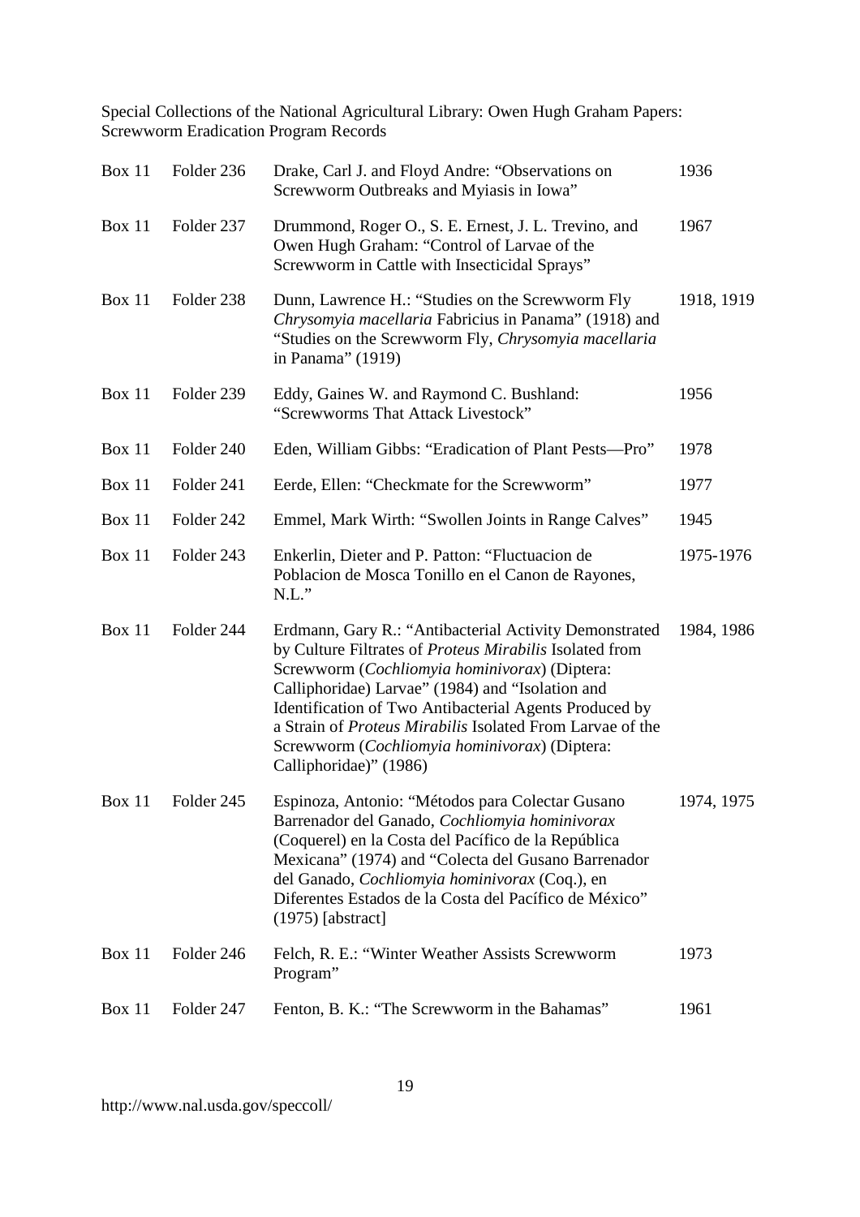Special Collections of the National Agricultural Library: Owen Hugh Graham Papers: Screwworm Eradication Program Records

| | | | |
|---|---|---|---|
| Box 11 | Folder 236 | Drake, Carl J. and Floyd Andre: "Observations on Screwworm Outbreaks and Myiasis in Iowa" | 1936 |
| Box 11 | Folder 237 | Drummond, Roger O., S. E. Ernest, J. L. Trevino, and Owen Hugh Graham: "Control of Larvae of the Screwworm in Cattle with Insecticidal Sprays" | 1967 |
| Box 11 | Folder 238 | Dunn, Lawrence H.: "Studies on the Screwworm Fly *Chrysomyia macellaria* Fabricius in Panama" (1918) and "Studies on the Screwworm Fly, *Chrysomyia macellaria* in Panama" (1919) | 1918, 1919 |
| Box 11 | Folder 239 | Eddy, Gaines W. and Raymond C. Bushland: "Screwworms That Attack Livestock" | 1956 |
| Box 11 | Folder 240 | Eden, William Gibbs: "Eradication of Plant Pests—Pro" | 1978 |
| Box 11 | Folder 241 | Eerde, Ellen: "Checkmate for the Screwworm" | 1977 |
| Box 11 | Folder 242 | Emmel, Mark Wirth: "Swollen Joints in Range Calves" | 1945 |
| Box 11 | Folder 243 | Enkerlin, Dieter and P. Patton: "Fluctuacion de Poblacion de Mosca Tonillo en el Canon de Rayones, N.L." | 1975-1976 |
| Box 11 | Folder 244 | Erdmann, Gary R.: "Antibacterial Activity Demonstrated by Culture Filtrates of *Proteus Mirabilis* Isolated from Screwworm (*Cochliomyia hominivorax*) (Diptera: Calliphoridae) Larvae" (1984) and "Isolation and Identification of Two Antibacterial Agents Produced by a Strain of *Proteus Mirabilis* Isolated From Larvae of the Screwworm (*Cochliomyia hominivorax*) (Diptera: Calliphoridae)" (1986) | 1984, 1986 |
| Box 11 | Folder 245 | Espinoza, Antonio: "Métodos para Colectar Gusano Barrenador del Ganado, *Cochliomyia hominivorax* (Coquerel) en la Costa del Pacífico de la República Mexicana" (1974) and "Colecta del Gusano Barrenador del Ganado, *Cochliomyia hominivorax* (Coq.), en Diferentes Estados de la Costa del Pacífico de México" (1975) [abstract] | 1974, 1975 |
| Box 11 | Folder 246 | Felch, R. E.: "Winter Weather Assists Screwworm Program" | 1973 |
| Box 11 | Folder 247 | Fenton, B. K.: "The Screwworm in the Bahamas" | 1961 |

http://www.nal.usda.gov/speccoll/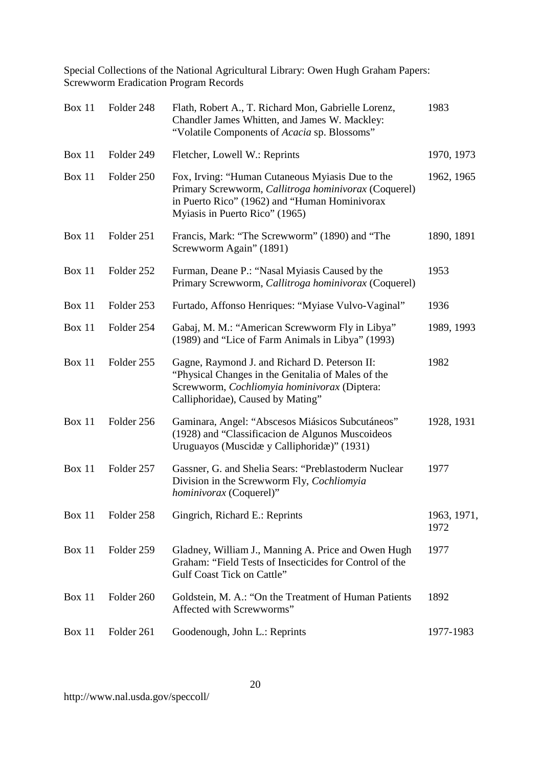| Box | Folder | Description | Date |
|---|---|---|---|
| Box 11 | Folder 248 | Flath, Robert A., T. Richard Mon, Gabrielle Lorenz, Chandler James Whitten, and James W. Mackley: "Volatile Components of *Acacia* sp. Blossoms" | 1983 |
| Box 11 | Folder 249 | Fletcher, Lowell W.: Reprints | 1970, 1973 |
| Box 11 | Folder 250 | Fox, Irving: "Human Cutaneous Myiasis Due to the Primary Screwworm, *Callitroga hominivorax* (Coquerel) in Puerto Rico" (1962) and "Human Hominivorax Myiasis in Puerto Rico" (1965) | 1962, 1965 |
| Box 11 | Folder 251 | Francis, Mark: "The Screwworm" (1890) and "The Screwworm Again" (1891) | 1890, 1891 |
| Box 11 | Folder 252 | Furman, Deane P.: "Nasal Myiasis Caused by the Primary Screwworm, *Callitroga hominivorax* (Coquerel) | 1953 |
| Box 11 | Folder 253 | Furtado, Affonso Henriques: "Myiase Vulvo-Vaginal" | 1936 |
| Box 11 | Folder 254 | Gabaj, M. M.: "American Screwworm Fly in Libya" (1989) and "Lice of Farm Animals in Libya" (1993) | 1989, 1993 |
| Box 11 | Folder 255 | Gagne, Raymond J. and Richard D. Peterson II: "Physical Changes in the Genitalia of Males of the Screwworm, *Cochliomyia hominivorax* (Diptera: Calliphoridae), Caused by Mating" | 1982 |
| Box 11 | Folder 256 | Gaminara, Angel: "Abscesos Miásicos Subcutáneos" (1928) and "Classificacion de Algunos Muscoideos Uruguayos (Muscidæ y Calliphoridæ)" (1931) | 1928, 1931 |
| Box 11 | Folder 257 | Gassner, G. and Shelia Sears: "Preblastoderm Nuclear Division in the Screwworm Fly, *Cochliomyia hominivorax* (Coquerel)" | 1977 |
| Box 11 | Folder 258 | Gingrich, Richard E.: Reprints | 1963, 1971, 1972 |
| Box 11 | Folder 259 | Gladney, William J., Manning A. Price and Owen Hugh Graham: "Field Tests of Insecticides for Control of the Gulf Coast Tick on Cattle" | 1977 |
| Box 11 | Folder 260 | Goldstein, M. A.: "On the Treatment of Human Patients Affected with Screwworms" | 1892 |
| Box 11 | Folder 261 | Goodenough, John L.: Reprints | 1977-1983 |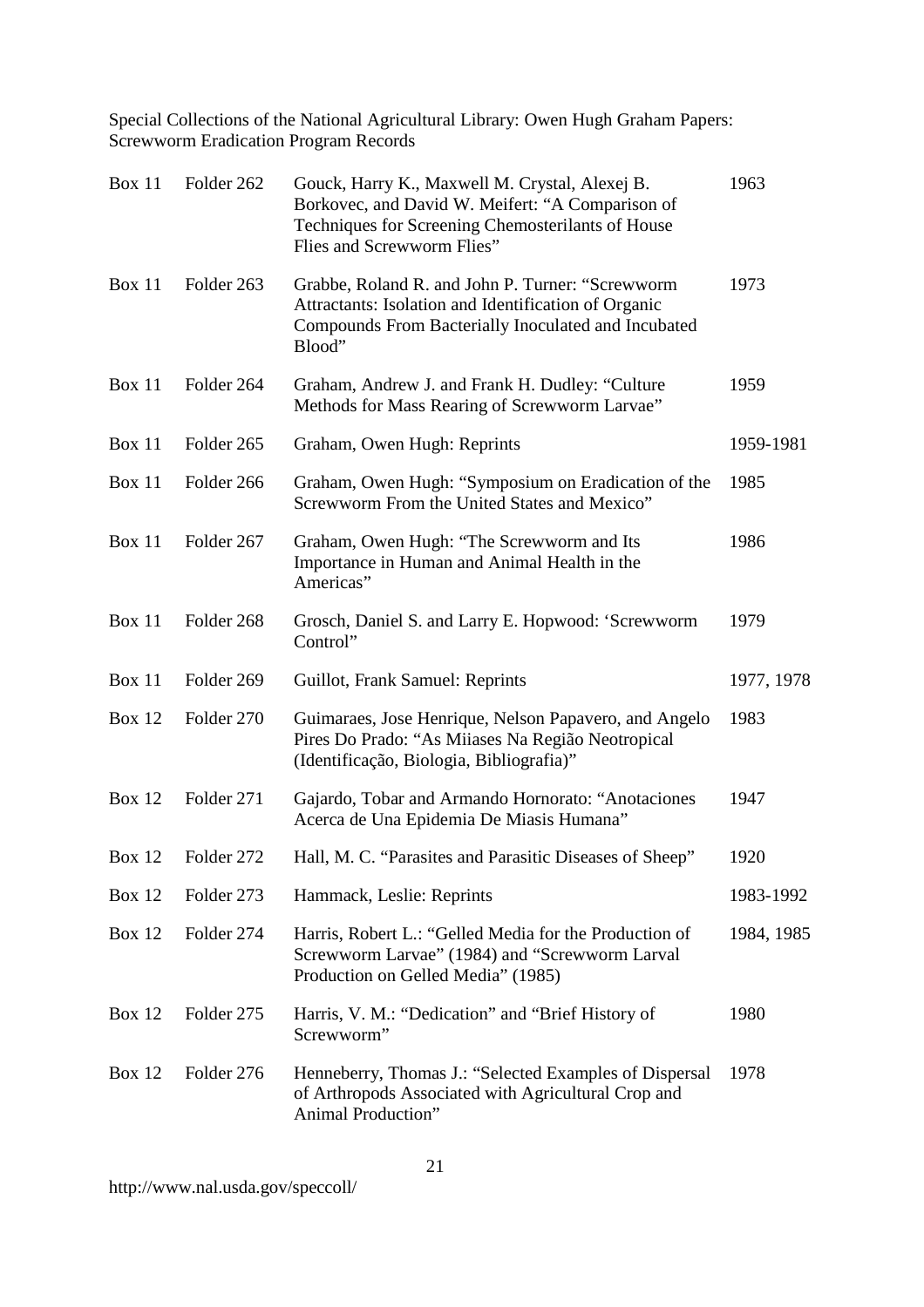Special Collections of the National Agricultural Library: Owen Hugh Graham Papers: Screwworm Eradication Program Records

| | | | |
|---|---|---|---|
| Box 11 | Folder 262 | Gouck, Harry K., Maxwell M. Crystal, Alexej B. Borkovec, and David W. Meifert: “A Comparison of Techniques for Screening Chemosterilants of House Flies and Screwworm Flies” | 1963 |
| Box 11 | Folder 263 | Grabbe, Roland R. and John P. Turner: “Screwworm Attractants: Isolation and Identification of Organic Compounds From Bacterially Inoculated and Incubated Blood” | 1973 |
| Box 11 | Folder 264 | Graham, Andrew J. and Frank H. Dudley: “Culture Methods for Mass Rearing of Screwworm Larvae” | 1959 |
| Box 11 | Folder 265 | Graham, Owen Hugh: Reprints | 1959-1981 |
| Box 11 | Folder 266 | Graham, Owen Hugh: “Symposium on Eradication of the Screwworm From the United States and Mexico” | 1985 |
| Box 11 | Folder 267 | Graham, Owen Hugh: “The Screwworm and Its Importance in Human and Animal Health in the Americas” | 1986 |
| Box 11 | Folder 268 | Grosch, Daniel S. and Larry E. Hopwood: ‘Screwworm Control” | 1979 |
| Box 11 | Folder 269 | Guillot, Frank Samuel: Reprints | 1977, 1978 |
| Box 12 | Folder 270 | Guimaraes, Jose Henrique, Nelson Papavero, and Angelo Pires Do Prado: “As Miiases Na Região Neotropical (Identificação, Biologia, Bibliografia)” | 1983 |
| Box 12 | Folder 271 | Gajardo, Tobar and Armando Hornorato: “Anotaciones Acerca de Una Epidemia De Miasis Humana” | 1947 |
| Box 12 | Folder 272 | Hall, M. C. “Parasites and Parasitic Diseases of Sheep” | 1920 |
| Box 12 | Folder 273 | Hammack, Leslie: Reprints | 1983-1992 |
| Box 12 | Folder 274 | Harris, Robert L.: “Gelled Media for the Production of Screwworm Larvae” (1984) and “Screwworm Larval Production on Gelled Media” (1985) | 1984, 1985 |
| Box 12 | Folder 275 | Harris, V. M.: “Dedication” and “Brief History of Screwworm” | 1980 |
| Box 12 | Folder 276 | Henneberry, Thomas J.: “Selected Examples of Dispersal of Arthropods Associated with Agricultural Crop and Animal Production” | 1978 |

http://www.nal.usda.gov/speccoll/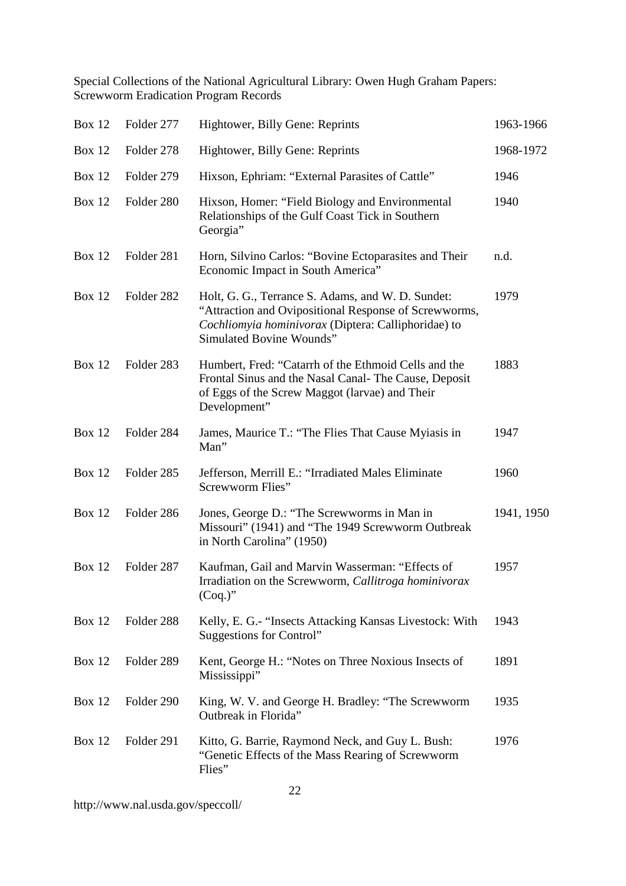Special Collections of the National Agricultural Library: Owen Hugh Graham Papers: Screwworm Eradication Program Records

| | | | |
|---|---|---|---|
| Box 12 | Folder 277 | Hightower, Billy Gene: Reprints | 1963-1966 |
| Box 12 | Folder 278 | Hightower, Billy Gene: Reprints | 1968-1972 |
| Box 12 | Folder 279 | Hixson, Ephriam: "External Parasites of Cattle" | 1946 |
| Box 12 | Folder 280 | Hixson, Homer: "Field Biology and Environmental Relationships of the Gulf Coast Tick in Southern Georgia" | 1940 |
| Box 12 | Folder 281 | Horn, Silvino Carlos: "Bovine Ectoparasites and Their Economic Impact in South America" | n.d. |
| Box 12 | Folder 282 | Holt, G. G., Terrance S. Adams, and W. D. Sundet: "Attraction and Ovipositional Response of Screwworms, *Cochliomyia hominivorax* (Diptera: Calliphoridae) to Simulated Bovine Wounds" | 1979 |
| Box 12 | Folder 283 | Humbert, Fred: "Catarrh of the Ethmoid Cells and the Frontal Sinus and the Nasal Canal- The Cause, Deposit of Eggs of the Screw Maggot (larvae) and Their Development" | 1883 |
| Box 12 | Folder 284 | James, Maurice T.: "The Flies That Cause Myiasis in Man" | 1947 |
| Box 12 | Folder 285 | Jefferson, Merrill E.: "Irradiated Males Eliminate Screwworm Flies" | 1960 |
| Box 12 | Folder 286 | Jones, George D.: "The Screwworms in Man in Missouri" (1941) and "The 1949 Screwworm Outbreak in North Carolina" (1950) | 1941, 1950 |
| Box 12 | Folder 287 | Kaufman, Gail and Marvin Wasserman: "Effects of Irradiation on the Screwworm, *Callitroga hominivorax* (Coq.)" | 1957 |
| Box 12 | Folder 288 | Kelly, E. G.- "Insects Attacking Kansas Livestock: With Suggestions for Control" | 1943 |
| Box 12 | Folder 289 | Kent, George H.: "Notes on Three Noxious Insects of Mississippi" | 1891 |
| Box 12 | Folder 290 | King, W. V. and George H. Bradley: "The Screwworm Outbreak in Florida" | 1935 |
| Box 12 | Folder 291 | Kitto, G. Barrie, Raymond Neck, and Guy L. Bush: "Genetic Effects of the Mass Rearing of Screwworm Flies" | 1976 |

http://www.nal.usda.gov/speccoll/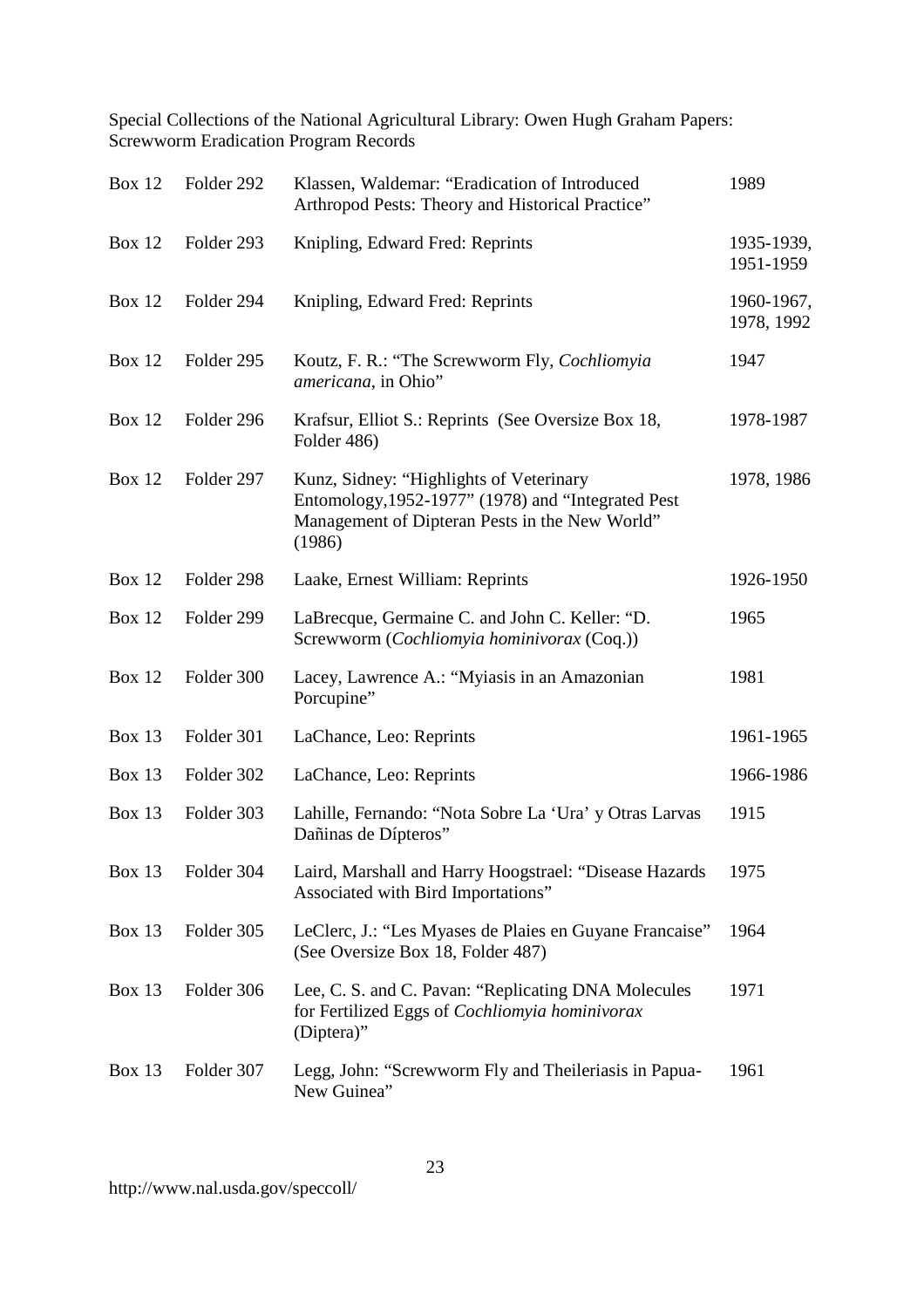| Box | Folder | Description | Date |
|---|---|---|---|
| Box 12 | Folder 292 | Klassen, Waldemar: "Eradication of Introduced Arthropod Pests: Theory and Historical Practice" | 1989 |
| Box 12 | Folder 293 | Knipling, Edward Fred: Reprints | 1935-1939, 1951-1959 |
| Box 12 | Folder 294 | Knipling, Edward Fred: Reprints | 1960-1967, 1978, 1992 |
| Box 12 | Folder 295 | Koutz, F. R.: "The Screwworm Fly, *Cochliomyia americana*, in Ohio" | 1947 |
| Box 12 | Folder 296 | Krafsur, Elliot S.: Reprints (See Oversize Box 18, Folder 486) | 1978-1987 |
| Box 12 | Folder 297 | Kunz, Sidney: "Highlights of Veterinary Entomology,1952-1977" (1978) and "Integrated Pest Management of Dipteran Pests in the New World" (1986) | 1978, 1986 |
| Box 12 | Folder 298 | Laake, Ernest William: Reprints | 1926-1950 |
| Box 12 | Folder 299 | LaBrecque, Germaine C. and John C. Keller: "D. Screwworm (*Cochliomyia hominivorax* (Coq.)) | 1965 |
| Box 12 | Folder 300 | Lacey, Lawrence A.: "Myiasis in an Amazonian Porcupine" | 1981 |
| Box 13 | Folder 301 | LaChance, Leo: Reprints | 1961-1965 |
| Box 13 | Folder 302 | LaChance, Leo: Reprints | 1966-1986 |
| Box 13 | Folder 303 | Lahille, Fernando: "Nota Sobre La 'Ura' y Otras Larvas Dañinas de Dípteros" | 1915 |
| Box 13 | Folder 304 | Laird, Marshall and Harry Hoogstrael: "Disease Hazards Associated with Bird Importations" | 1975 |
| Box 13 | Folder 305 | LeClerc, J.: "Les Myases de Plaies en Guyane Francaise" (See Oversize Box 18, Folder 487) | 1964 |
| Box 13 | Folder 306 | Lee, C. S. and C. Pavan: "Replicating DNA Molecules for Fertilized Eggs of *Cochliomyia hominivorax* (Diptera)" | 1971 |
| Box 13 | Folder 307 | Legg, John: "Screwworm Fly and Theileriasis in Papua-New Guinea" | 1961 |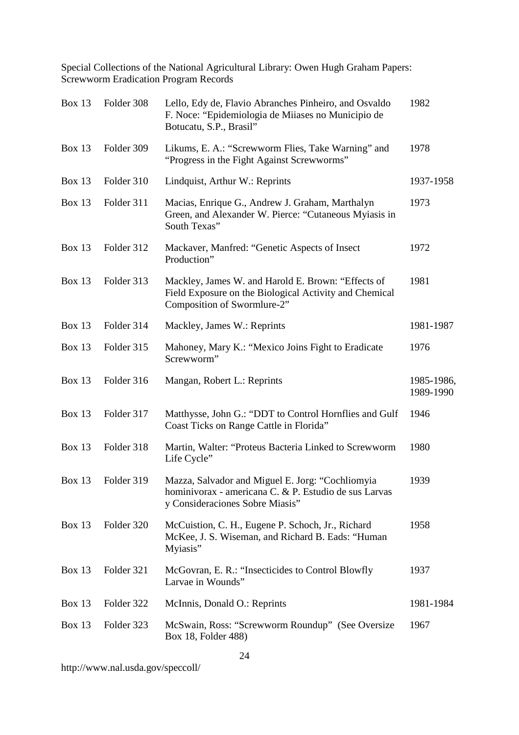| | | | |
|---|---|---|---|
| Box 13 | Folder 308 | Lello, Edy de, Flavio Abranches Pinheiro, and Osvaldo F. Noce: "Epidemiologia de Miiases no Municipio de Botucatu, S.P., Brasil" | 1982 |
| Box 13 | Folder 309 | Likums, E. A.: "Screwworm Flies, Take Warning" and "Progress in the Fight Against Screwworms" | 1978 |
| Box 13 | Folder 310 | Lindquist, Arthur W.: Reprints | 1937-1958 |
| Box 13 | Folder 311 | Macias, Enrique G., Andrew J. Graham, Marthalyn Green, and Alexander W. Pierce: "Cutaneous Myiasis in South Texas" | 1973 |
| Box 13 | Folder 312 | Mackaver, Manfred: "Genetic Aspects of Insect Production" | 1972 |
| Box 13 | Folder 313 | Mackley, James W. and Harold E. Brown: "Effects of Field Exposure on the Biological Activity and Chemical Composition of Swormlure-2" | 1981 |
| Box 13 | Folder 314 | Mackley, James W.: Reprints | 1981-1987 |
| Box 13 | Folder 315 | Mahoney, Mary K.: "Mexico Joins Fight to Eradicate Screwworm" | 1976 |
| Box 13 | Folder 316 | Mangan, Robert L.: Reprints | 1985-1986, 1989-1990 |
| Box 13 | Folder 317 | Matthysse, John G.: "DDT to Control Hornflies and Gulf Coast Ticks on Range Cattle in Florida" | 1946 |
| Box 13 | Folder 318 | Martin, Walter: "Proteus Bacteria Linked to Screwworm Life Cycle" | 1980 |
| Box 13 | Folder 319 | Mazza, Salvador and Miguel E. Jorg: "Cochliomyia hominivorax - americana C. & P. Estudio de sus Larvas y Consideraciones Sobre Miasis" | 1939 |
| Box 13 | Folder 320 | McCuistion, C. H., Eugene P. Schoch, Jr., Richard McKee, J. S. Wiseman, and Richard B. Eads: "Human Myiasis" | 1958 |
| Box 13 | Folder 321 | McGovran, E. R.: "Insecticides to Control Blowfly Larvae in Wounds" | 1937 |
| Box 13 | Folder 322 | McInnis, Donald O.: Reprints | 1981-1984 |
| Box 13 | Folder 323 | McSwain, Ross: "Screwworm Roundup" (See Oversize Box 18, Folder 488) | 1967 |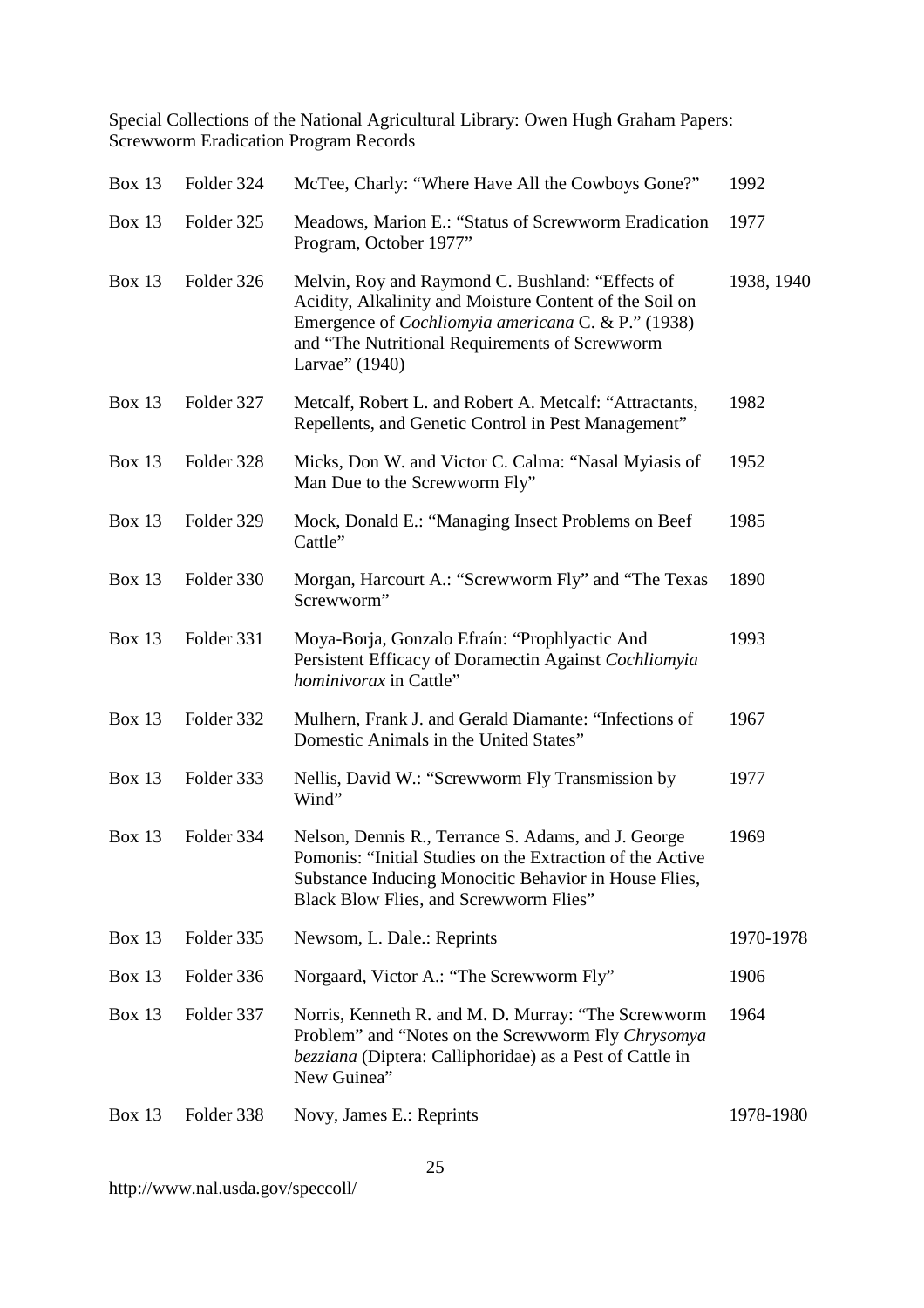Special Collections of the National Agricultural Library: Owen Hugh Graham Papers: Screwworm Eradication Program Records

| | | | |
|---|---|---|---|
| Box 13 | Folder 324 | McTee, Charly: "Where Have All the Cowboys Gone?" | 1992 |
| Box 13 | Folder 325 | Meadows, Marion E.: "Status of Screwworm Eradication Program, October 1977" | 1977 |
| Box 13 | Folder 326 | Melvin, Roy and Raymond C. Bushland: "Effects of Acidity, Alkalinity and Moisture Content of the Soil on Emergence of *Cochliomyia americana* C. & P." (1938) and "The Nutritional Requirements of Screwworm Larvae" (1940) | 1938, 1940 |
| Box 13 | Folder 327 | Metcalf, Robert L. and Robert A. Metcalf: "Attractants, Repellents, and Genetic Control in Pest Management" | 1982 |
| Box 13 | Folder 328 | Micks, Don W. and Victor C. Calma: "Nasal Myiasis of Man Due to the Screwworm Fly" | 1952 |
| Box 13 | Folder 329 | Mock, Donald E.: "Managing Insect Problems on Beef Cattle" | 1985 |
| Box 13 | Folder 330 | Morgan, Harcourt A.: "Screwworm Fly" and "The Texas Screwworm" | 1890 |
| Box 13 | Folder 331 | Moya-Borja, Gonzalo Efraín: "Prophlyactic And Persistent Efficacy of Doramectin Against *Cochliomyia hominivorax* in Cattle" | 1993 |
| Box 13 | Folder 332 | Mulhern, Frank J. and Gerald Diamante: "Infections of Domestic Animals in the United States" | 1967 |
| Box 13 | Folder 333 | Nellis, David W.: "Screwworm Fly Transmission by Wind" | 1977 |
| Box 13 | Folder 334 | Nelson, Dennis R., Terrance S. Adams, and J. George Pomonis: "Initial Studies on the Extraction of the Active Substance Inducing Monocitic Behavior in House Flies, Black Blow Flies, and Screwworm Flies" | 1969 |
| Box 13 | Folder 335 | Newsom, L. Dale.: Reprints | 1970-1978 |
| Box 13 | Folder 336 | Norgaard, Victor A.: "The Screwworm Fly" | 1906 |
| Box 13 | Folder 337 | Norris, Kenneth R. and M. D. Murray: "The Screwworm Problem" and "Notes on the Screwworm Fly *Chrysomya bezziana* (Diptera: Calliphoridae) as a Pest of Cattle in New Guinea" | 1964 |
| Box 13 | Folder 338 | Novy, James E.: Reprints | 1978-1980 |

http://www.nal.usda.gov/speccoll/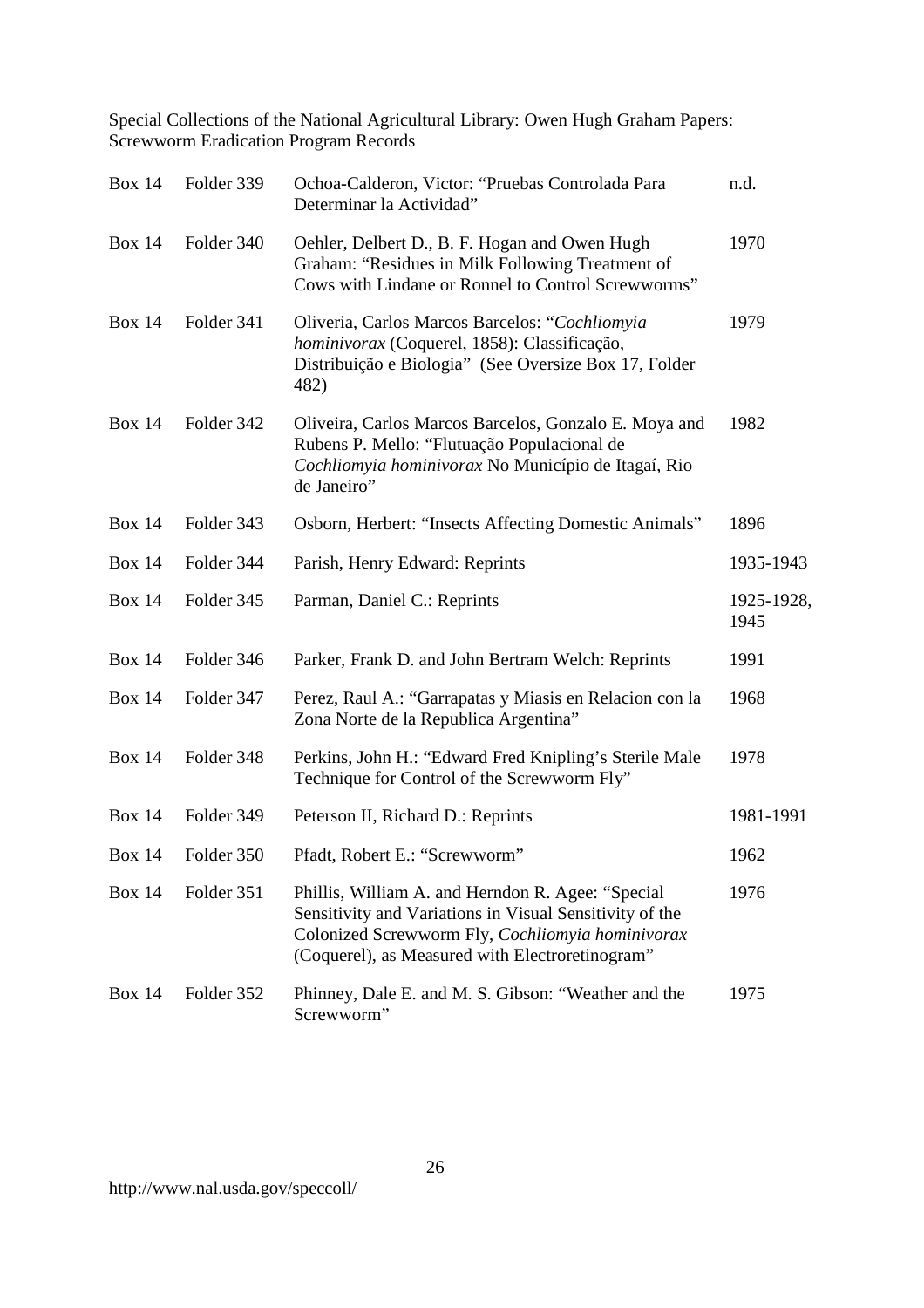| Box | Folder | Description | Date |
|---|---|---|---|
| Box 14 | Folder 339 | Ochoa-Calderon, Victor: "Pruebas Controlada Para Determinar la Actividad" | n.d. |
| Box 14 | Folder 340 | Oehler, Delbert D., B. F. Hogan and Owen Hugh Graham: "Residues in Milk Following Treatment of Cows with Lindane or Ronnel to Control Screwworms" | 1970 |
| Box 14 | Folder 341 | Oliveria, Carlos Marcos Barcelos: "*Cochliomyia hominivorax* (Coquerel, 1858): Classificação, Distribuição e Biologia" (See Oversize Box 17, Folder 482) | 1979 |
| Box 14 | Folder 342 | Oliveira, Carlos Marcos Barcelos, Gonzalo E. Moya and Rubens P. Mello: "Flutuação Populacional de *Cochliomyia hominivorax* No Município de Itagaí, Rio de Janeiro" | 1982 |
| Box 14 | Folder 343 | Osborn, Herbert: "Insects Affecting Domestic Animals" | 1896 |
| Box 14 | Folder 344 | Parish, Henry Edward: Reprints | 1935-1943 |
| Box 14 | Folder 345 | Parman, Daniel C.: Reprints | 1925-1928, 1945 |
| Box 14 | Folder 346 | Parker, Frank D. and John Bertram Welch: Reprints | 1991 |
| Box 14 | Folder 347 | Perez, Raul A.: "Garrapatas y Miasis en Relacion con la Zona Norte de la Republica Argentina" | 1968 |
| Box 14 | Folder 348 | Perkins, John H.: "Edward Fred Knipling's Sterile Male Technique for Control of the Screwworm Fly" | 1978 |
| Box 14 | Folder 349 | Peterson II, Richard D.: Reprints | 1981-1991 |
| Box 14 | Folder 350 | Pfadt, Robert E.: "Screwworm" | 1962 |
| Box 14 | Folder 351 | Phillis, William A. and Herndon R. Agee: "Special Sensitivity and Variations in Visual Sensitivity of the Colonized Screwworm Fly, *Cochliomyia hominivorax* (Coquerel), as Measured with Electroretinogram" | 1976 |
| Box 14 | Folder 352 | Phinney, Dale E. and M. S. Gibson: "Weather and the Screwworm" | 1975 |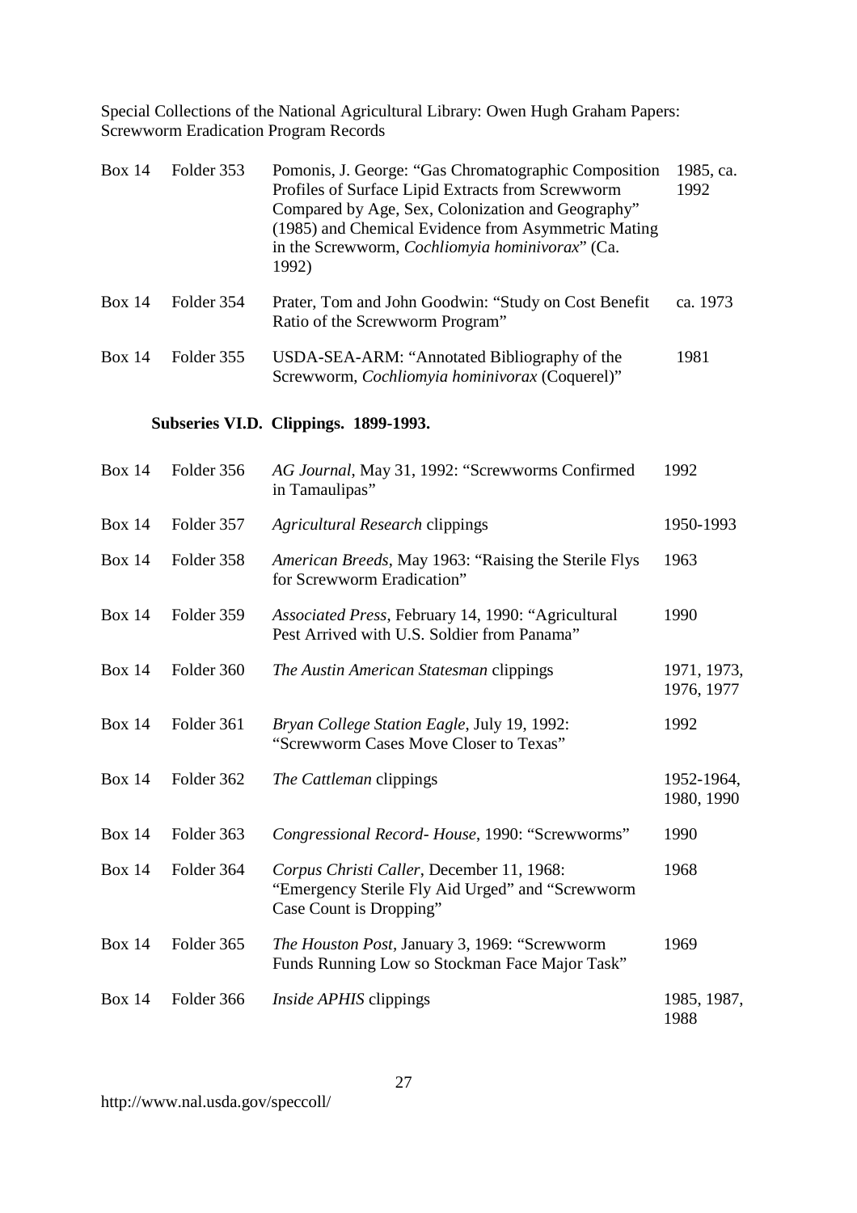| Box | Folder | Description | Date |
|---|---|---|---|
| Box 14 | Folder 353 | Pomonis, J. George: "Gas Chromatographic Composition Profiles of Surface Lipid Extracts from Screwworm Compared by Age, Sex, Colonization and Geography" (1985) and Chemical Evidence from Asymmetric Mating in the Screwworm, *Cochliomyia hominivorax*" (Ca. 1992) | 1985, ca. 1992 |
| Box 14 | Folder 354 | Prater, Tom and John Goodwin: "Study on Cost Benefit Ratio of the Screwworm Program" | ca. 1973 |
| Box 14 | Folder 355 | USDA-SEA-ARM: "Annotated Bibliography of the Screwworm, *Cochliomyia hominivorax* (Coquerel)" | 1981 |

**Subseries VI.D. Clippings. 1899-1993.**

| Box | Folder | Description | Date |
|---|---|---|---|
| Box 14 | Folder 356 | *AG Journal*, May 31, 1992: "Screwworms Confirmed in Tamaulipas" | 1992 |
| Box 14 | Folder 357 | *Agricultural Research* clippings | 1950-1993 |
| Box 14 | Folder 358 | *American Breeds*, May 1963: "Raising the Sterile Flys for Screwworm Eradication" | 1963 |
| Box 14 | Folder 359 | *Associated Press*, February 14, 1990: "Agricultural Pest Arrived with U.S. Soldier from Panama" | 1990 |
| Box 14 | Folder 360 | *The Austin American Statesman* clippings | 1971, 1973, 1976, 1977 |
| Box 14 | Folder 361 | *Bryan College Station Eagle*, July 19, 1992: "Screwworm Cases Move Closer to Texas" | 1992 |
| Box 14 | Folder 362 | *The Cattleman* clippings | 1952-1964, 1980, 1990 |
| Box 14 | Folder 363 | *Congressional Record- House*, 1990: "Screwworms" | 1990 |
| Box 14 | Folder 364 | *Corpus Christi Caller*, December 11, 1968: "Emergency Sterile Fly Aid Urged" and "Screwworm Case Count is Dropping" | 1968 |
| Box 14 | Folder 365 | *The Houston Post*, January 3, 1969: "Screwworm Funds Running Low so Stockman Face Major Task" | 1969 |
| Box 14 | Folder 366 | *Inside APHIS* clippings | 1985, 1987, 1988 |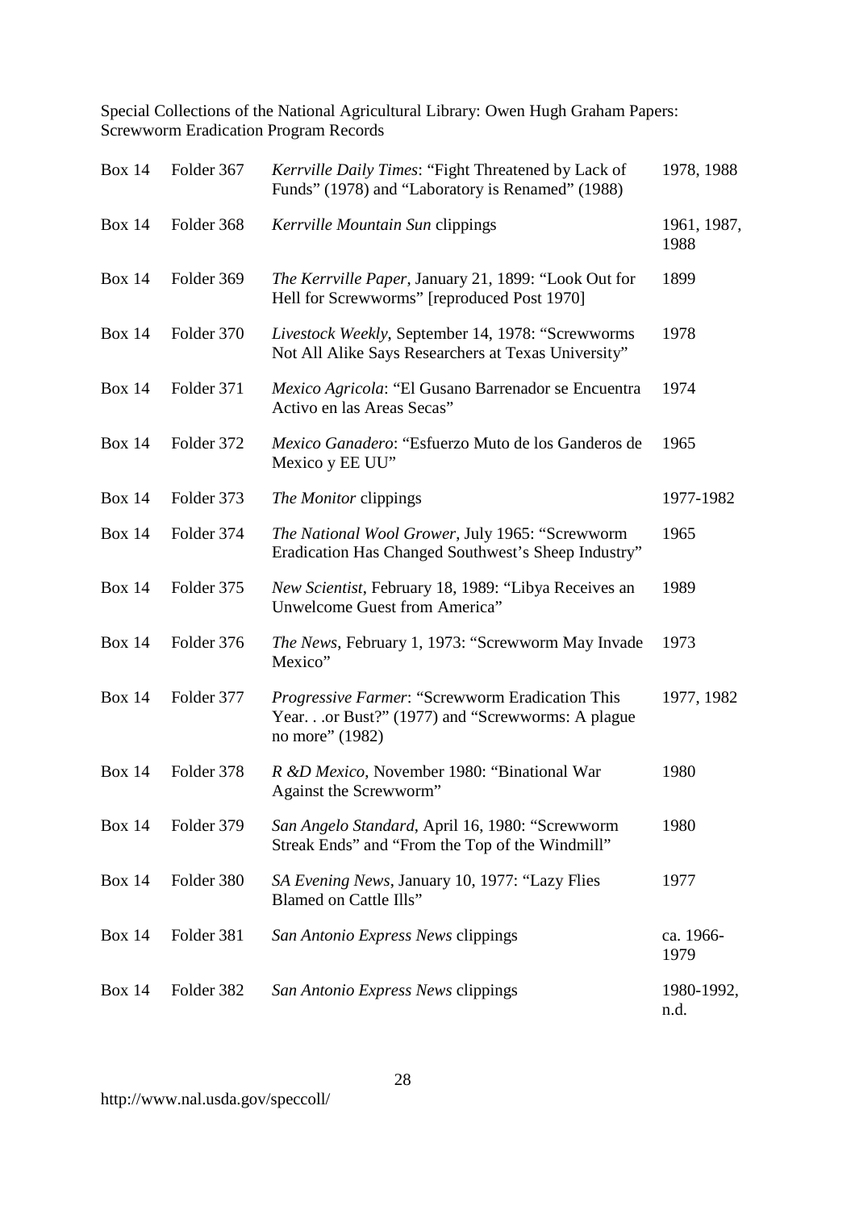| Box | Folder | Description | Date |
|---|---|---|---|
| Box 14 | Folder 367 | *Kerrville Daily Times*: "Fight Threatened by Lack of Funds" (1978) and "Laboratory is Renamed" (1988) | 1978, 1988 |
| Box 14 | Folder 368 | *Kerrville Mountain Sun* clippings | 1961, 1987, 1988 |
| Box 14 | Folder 369 | *The Kerrville Paper*, January 21, 1899: "Look Out for Hell for Screwworms" [reproduced Post 1970] | 1899 |
| Box 14 | Folder 370 | *Livestock Weekly*, September 14, 1978: "Screwworms Not All Alike Says Researchers at Texas University" | 1978 |
| Box 14 | Folder 371 | *Mexico Agricola*: "El Gusano Barrenador se Encuentra Activo en las Areas Secas" | 1974 |
| Box 14 | Folder 372 | *Mexico Ganadero*: "Esfuerzo Muto de los Ganderos de Mexico y EE UU" | 1965 |
| Box 14 | Folder 373 | *The Monitor* clippings | 1977-1982 |
| Box 14 | Folder 374 | *The National Wool Grower*, July 1965: "Screwworm Eradication Has Changed Southwest's Sheep Industry" | 1965 |
| Box 14 | Folder 375 | *New Scientist*, February 18, 1989: "Libya Receives an Unwelcome Guest from America" | 1989 |
| Box 14 | Folder 376 | *The News*, February 1, 1973: "Screwworm May Invade Mexico" | 1973 |
| Box 14 | Folder 377 | *Progressive Farmer*: "Screwworm Eradication This Year. . .or Bust?" (1977) and "Screwworms: A plague no more" (1982) | 1977, 1982 |
| Box 14 | Folder 378 | *R &D Mexico*, November 1980: "Binational War Against the Screwworm" | 1980 |
| Box 14 | Folder 379 | *San Angelo Standard*, April 16, 1980: "Screwworm Streak Ends" and "From the Top of the Windmill" | 1980 |
| Box 14 | Folder 380 | *SA Evening News*, January 10, 1977: "Lazy Flies Blamed on Cattle Ills" | 1977 |
| Box 14 | Folder 381 | *San Antonio Express News* clippings | ca. 1966-1979 |
| Box 14 | Folder 382 | *San Antonio Express News* clippings | 1980-1992, n.d. |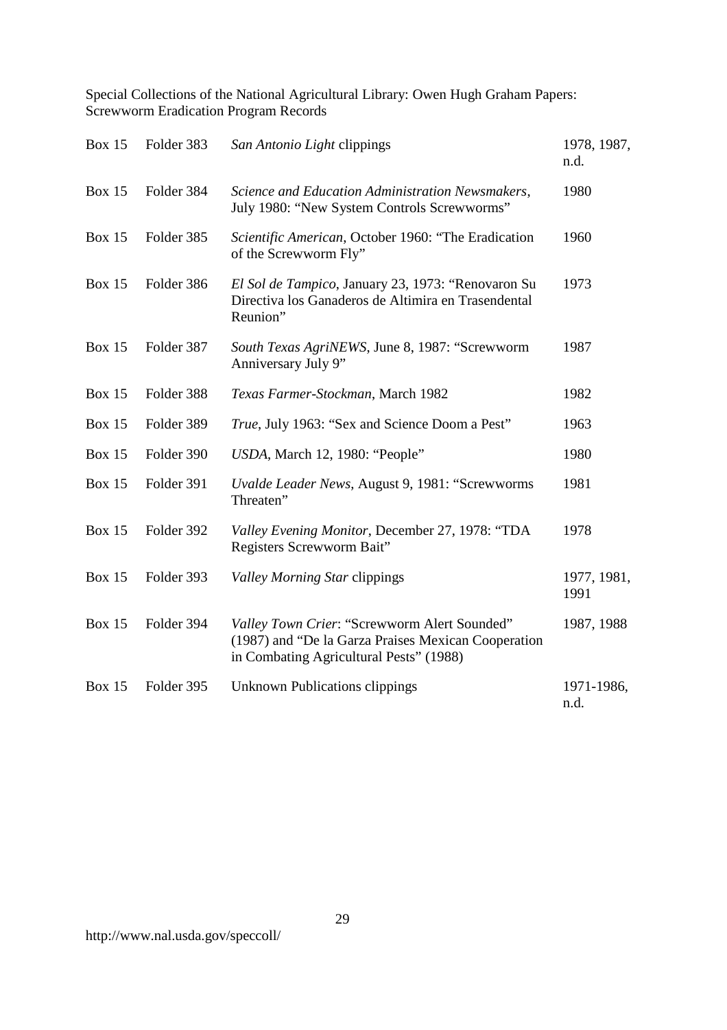Special Collections of the National Agricultural Library: Owen Hugh Graham Papers: Screwworm Eradication Program Records

| | | | |
|---|---|---|---|
| Box 15 | Folder 383 | *San Antonio Light* clippings | 1978, 1987, n.d. |
| Box 15 | Folder 384 | *Science and Education Administration Newsmakers*, July 1980: "New System Controls Screwworms" | 1980 |
| Box 15 | Folder 385 | *Scientific American*, October 1960: "The Eradication of the Screwworm Fly" | 1960 |
| Box 15 | Folder 386 | *El Sol de Tampico*, January 23, 1973: "Renovaron Su Directiva los Ganaderos de Altimira en Trasendental Reunion" | 1973 |
| Box 15 | Folder 387 | *South Texas AgriNEWS*, June 8, 1987: "Screwworm Anniversary July 9" | 1987 |
| Box 15 | Folder 388 | *Texas Farmer-Stockman*, March 1982 | 1982 |
| Box 15 | Folder 389 | *True*, July 1963: "Sex and Science Doom a Pest" | 1963 |
| Box 15 | Folder 390 | *USDA*, March 12, 1980: "People" | 1980 |
| Box 15 | Folder 391 | *Uvalde Leader News*, August 9, 1981: "Screwworms Threaten" | 1981 |
| Box 15 | Folder 392 | *Valley Evening Monitor*, December 27, 1978: "TDA Registers Screwworm Bait" | 1978 |
| Box 15 | Folder 393 | *Valley Morning Star* clippings | 1977, 1981, 1991 |
| Box 15 | Folder 394 | *Valley Town Crier*: "Screwworm Alert Sounded" (1987) and "De la Garza Praises Mexican Cooperation in Combating Agricultural Pests" (1988) | 1987, 1988 |
| Box 15 | Folder 395 | Unknown Publications clippings | 1971-1986, n.d. |

http://www.nal.usda.gov/speccoll/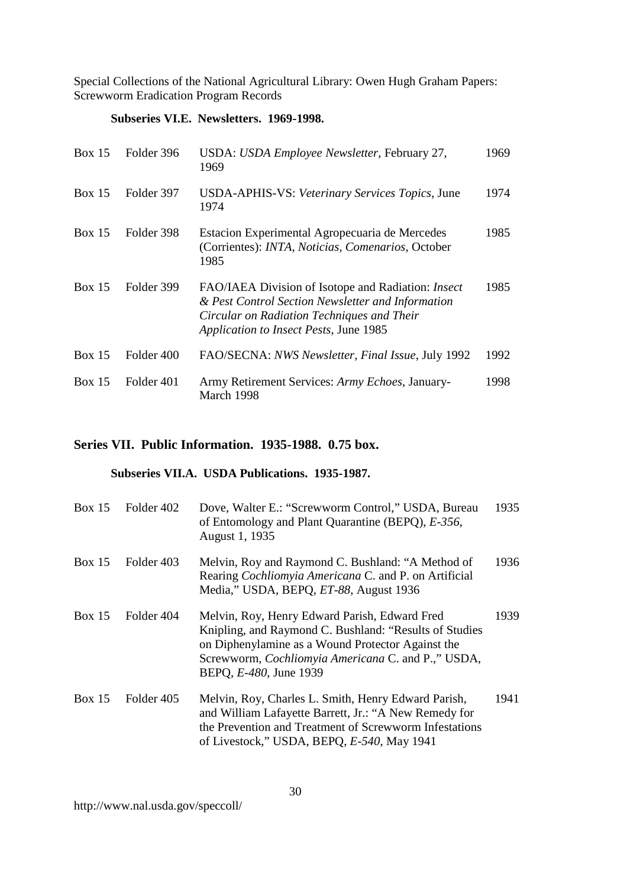### Subseries VI.E. Newsletters. 1969-1998.

| | | | |
|---|---|---|---|
| Box 15 | Folder 396 | USDA: *USDA Employee Newsletter*, February 27, 1969 | 1969 |
| Box 15 | Folder 397 | USDA-APHIS-VS: *Veterinary Services Topics*, June 1974 | 1974 |
| Box 15 | Folder 398 | Estacion Experimental Agropecuaria de Mercedes (Corrientes): *INTA, Noticias, Comenarios*, October 1985 | 1985 |
| Box 15 | Folder 399 | FAO/IAEA Division of Isotope and Radiation: *Insect & Pest Control Section Newsletter and Information Circular on Radiation Techniques and Their Application to Insect Pests*, June 1985 | 1985 |
| Box 15 | Folder 400 | FAO/SECNA: *NWS Newsletter, Final Issue*, July 1992 | 1992 |
| Box 15 | Folder 401 | Army Retirement Services: *Army Echoes*, January-March 1998 | 1998 |

## Series VII. Public Information. 1935-1988. 0.75 box.

### Subseries VII.A. USDA Publications. 1935-1987.

| | | | |
|---|---|---|---|
| Box 15 | Folder 402 | Dove, Walter E.: "Screwworm Control," USDA, Bureau of Entomology and Plant Quarantine (BEPQ), *E-356*, August 1, 1935 | 1935 |
| Box 15 | Folder 403 | Melvin, Roy and Raymond C. Bushland: "A Method of Rearing *Cochliomyia Americana* C. and P. on Artificial Media," USDA, BEPQ, *ET-88*, August 1936 | 1936 |
| Box 15 | Folder 404 | Melvin, Roy, Henry Edward Parish, Edward Fred Knipling, and Raymond C. Bushland: "Results of Studies on Diphenylamine as a Wound Protector Against the Screwworm, *Cochliomyia Americana* C. and P.," USDA, BEPQ, *E-480*, June 1939 | 1939 |
| Box 15 | Folder 405 | Melvin, Roy, Charles L. Smith, Henry Edward Parish, and William Lafayette Barrett, Jr.: "A New Remedy for the Prevention and Treatment of Screwworm Infestations of Livestock," USDA, BEPQ, *E-540*, May 1941 | 1941 |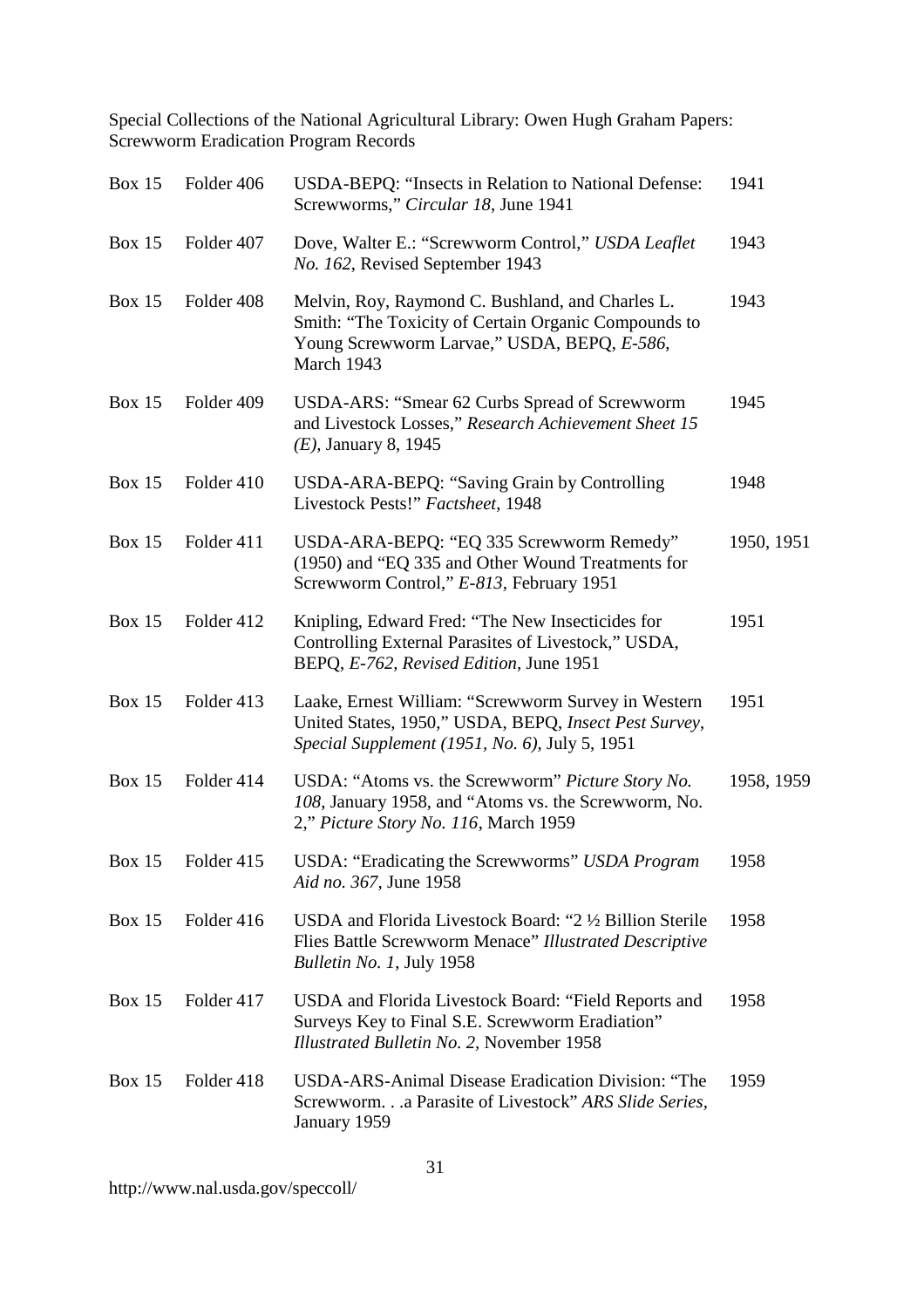Special Collections of the National Agricultural Library: Owen Hugh Graham Papers: Screwworm Eradication Program Records

| | | | |
|---|---|---|---|
| Box 15 | Folder 406 | USDA-BEPQ: "Insects in Relation to National Defense: Screwworms," *Circular 18*, June 1941 | 1941 |
| Box 15 | Folder 407 | Dove, Walter E.: "Screwworm Control," *USDA Leaflet No. 162*, Revised September 1943 | 1943 |
| Box 15 | Folder 408 | Melvin, Roy, Raymond C. Bushland, and Charles L. Smith: "The Toxicity of Certain Organic Compounds to Young Screwworm Larvae," USDA, BEPQ, *E-586*, March 1943 | 1943 |
| Box 15 | Folder 409 | USDA-ARS: "Smear 62 Curbs Spread of Screwworm and Livestock Losses," *Research Achievement Sheet 15 (E)*, January 8, 1945 | 1945 |
| Box 15 | Folder 410 | USDA-ARA-BEPQ: "Saving Grain by Controlling Livestock Pests!" *Factsheet*, 1948 | 1948 |
| Box 15 | Folder 411 | USDA-ARA-BEPQ: "EQ 335 Screwworm Remedy" (1950) and "EQ 335 and Other Wound Treatments for Screwworm Control," *E-813*, February 1951 | 1950, 1951 |
| Box 15 | Folder 412 | Knipling, Edward Fred: "The New Insecticides for Controlling External Parasites of Livestock," USDA, BEPQ, *E-762, Revised Edition*, June 1951 | 1951 |
| Box 15 | Folder 413 | Laake, Ernest William: "Screwworm Survey in Western United States, 1950," USDA, BEPQ, *Insect Pest Survey, Special Supplement (1951, No. 6)*, July 5, 1951 | 1951 |
| Box 15 | Folder 414 | USDA: "Atoms vs. the Screwworm" *Picture Story No. 108*, January 1958, and "Atoms vs. the Screwworm, No. 2," *Picture Story No. 116*, March 1959 | 1958, 1959 |
| Box 15 | Folder 415 | USDA: "Eradicating the Screwworms" *USDA Program Aid no. 367*, June 1958 | 1958 |
| Box 15 | Folder 416 | USDA and Florida Livestock Board: "2 ½ Billion Sterile Flies Battle Screwworm Menace" *Illustrated Descriptive Bulletin No. 1*, July 1958 | 1958 |
| Box 15 | Folder 417 | USDA and Florida Livestock Board: "Field Reports and Surveys Key to Final S.E. Screwworm Eradiation" *Illustrated Bulletin No. 2*, November 1958 | 1958 |
| Box 15 | Folder 418 | USDA-ARS-Animal Disease Eradication Division: "The Screwworm. . .a Parasite of Livestock" *ARS Slide Series*, January 1959 | 1959 |

http://www.nal.usda.gov/speccoll/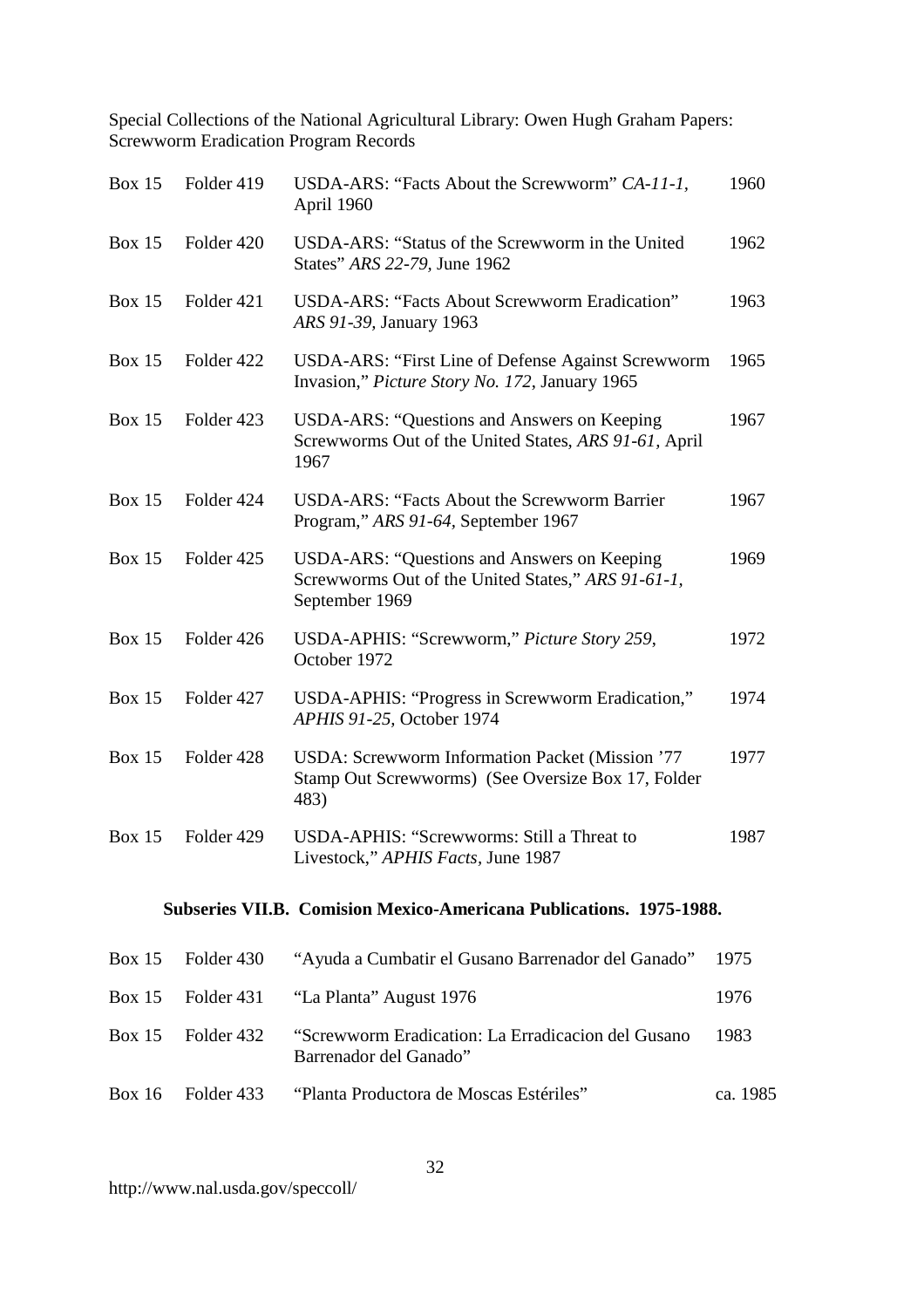| Box | Folder | Description | Date |
|---|---|---|---|
| Box 15 | Folder 419 | USDA-ARS: "Facts About the Screwworm" *CA-11-1*, April 1960 | 1960 |
| Box 15 | Folder 420 | USDA-ARS: "Status of the Screwworm in the United States" *ARS 22-79*, June 1962 | 1962 |
| Box 15 | Folder 421 | USDA-ARS: "Facts About Screwworm Eradication" *ARS 91-39*, January 1963 | 1963 |
| Box 15 | Folder 422 | USDA-ARS: "First Line of Defense Against Screwworm Invasion," *Picture Story No. 172*, January 1965 | 1965 |
| Box 15 | Folder 423 | USDA-ARS: "Questions and Answers on Keeping Screwworms Out of the United States, *ARS 91-61*, April 1967 | 1967 |
| Box 15 | Folder 424 | USDA-ARS: "Facts About the Screwworm Barrier Program," *ARS 91-64*, September 1967 | 1967 |
| Box 15 | Folder 425 | USDA-ARS: "Questions and Answers on Keeping Screwworms Out of the United States," *ARS 91-61-1*, September 1969 | 1969 |
| Box 15 | Folder 426 | USDA-APHIS: "Screwworm," *Picture Story 259*, October 1972 | 1972 |
| Box 15 | Folder 427 | USDA-APHIS: "Progress in Screwworm Eradication," *APHIS 91-25*, October 1974 | 1974 |
| Box 15 | Folder 428 | USDA: Screwworm Information Packet (Mission '77 Stamp Out Screwworms) (See Oversize Box 17, Folder 483) | 1977 |
| Box 15 | Folder 429 | USDA-APHIS: "Screwworms: Still a Threat to Livestock," *APHIS Facts*, June 1987 | 1987 |

**Subseries VII.B. Comision Mexico-Americana Publications. 1975-1988.**

| Box | Folder | Description | Date |
|---|---|---|---|
| Box 15 | Folder 430 | "Ayuda a Cumbatir el Gusano Barrenador del Ganado" | 1975 |
| Box 15 | Folder 431 | "La Planta" August 1976 | 1976 |
| Box 15 | Folder 432 | "Screwworm Eradication: La Erradicacion del Gusano Barrenador del Ganado" | 1983 |
| Box 16 | Folder 433 | "Planta Productora de Moscas Estériles" | ca. 1985 |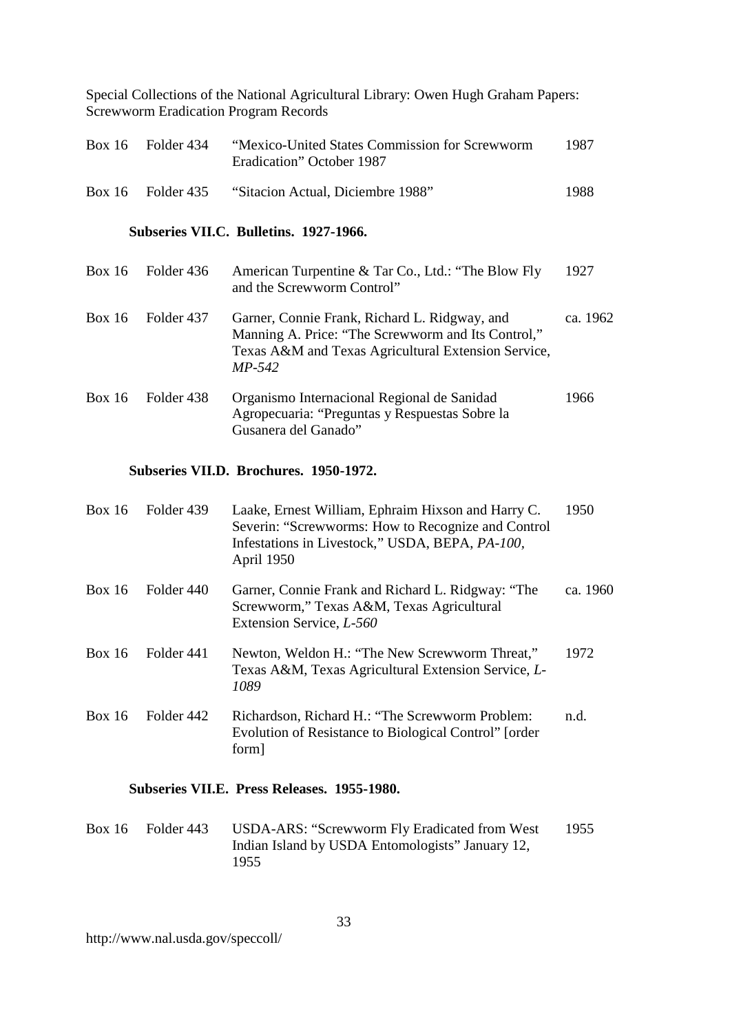| Box 16 | Folder 434 | "Mexico-United States Commission for Screwworm Eradication" October 1987 | 1987 |
|---|---|---|---|
| Box 16 | Folder 435 | "Sitacion Actual, Diciembre 1988" | 1988 |

**Subseries VII.C. Bulletins. 1927-1966.**

| Box 16 | Folder 436 | American Turpentine & Tar Co., Ltd.: "The Blow Fly and the Screwworm Control" | 1927 |
|---|---|---|---|
| Box 16 | Folder 437 | Garner, Connie Frank, Richard L. Ridgway, and Manning A. Price: "The Screwworm and Its Control," Texas A&M and Texas Agricultural Extension Service, *MP-542* | ca. 1962 |
| Box 16 | Folder 438 | Organismo Internacional Regional de Sanidad Agropecuaria: "Preguntas y Respuestas Sobre la Gusanera del Ganado" | 1966 |

**Subseries VII.D. Brochures. 1950-1972.**

| Box 16 | Folder 439 | Laake, Ernest William, Ephraim Hixson and Harry C. Severin: "Screwworms: How to Recognize and Control Infestations in Livestock," USDA, BEPA, *PA-100*, April 1950 | 1950 |
|---|---|---|---|
| Box 16 | Folder 440 | Garner, Connie Frank and Richard L. Ridgway: "The Screwworm," Texas A&M, Texas Agricultural Extension Service, *L-560* | ca. 1960 |
| Box 16 | Folder 441 | Newton, Weldon H.: "The New Screwworm Threat," Texas A&M, Texas Agricultural Extension Service, *L-1089* | 1972 |
| Box 16 | Folder 442 | Richardson, Richard H.: "The Screwworm Problem: Evolution of Resistance to Biological Control" [order form] | n.d. |

**Subseries VII.E. Press Releases. 1955-1980.**

| Box 16 | Folder 443 | USDA-ARS: "Screwworm Fly Eradicated from West Indian Island by USDA Entomologists" January 12, 1955 | 1955 |
|---|---|---|---|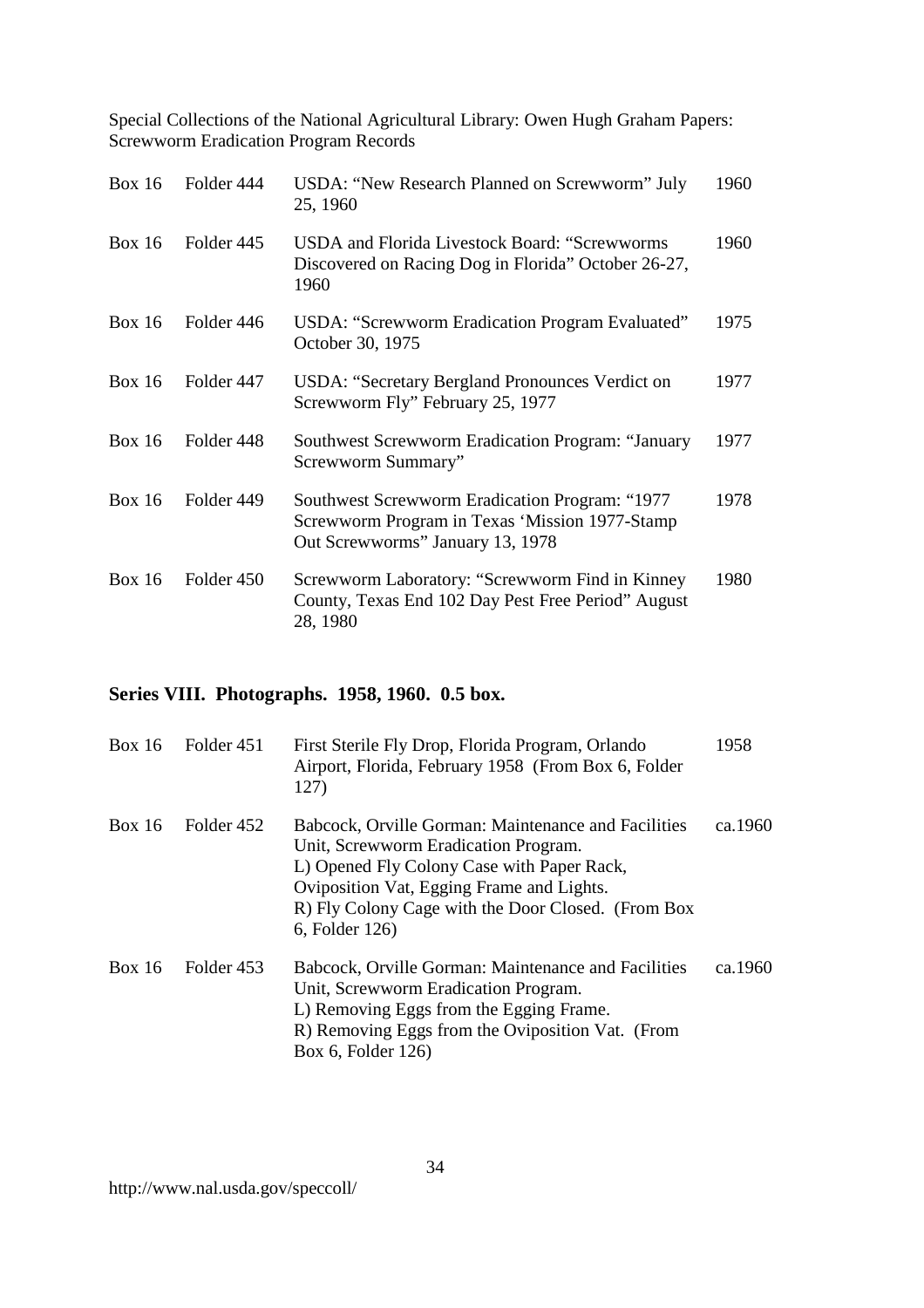| Box 16 | Folder 444 | USDA: "New Research Planned on Screwworm" July 25, 1960 | 1960 |
|---|---|---|---|
| Box 16 | Folder 445 | USDA and Florida Livestock Board: "Screwworms Discovered on Racing Dog in Florida" October 26-27, 1960 | 1960 |
| Box 16 | Folder 446 | USDA: "Screwworm Eradication Program Evaluated" October 30, 1975 | 1975 |
| Box 16 | Folder 447 | USDA: "Secretary Bergland Pronounces Verdict on Screwworm Fly" February 25, 1977 | 1977 |
| Box 16 | Folder 448 | Southwest Screwworm Eradication Program: "January Screwworm Summary" | 1977 |
| Box 16 | Folder 449 | Southwest Screwworm Eradication Program: "1977 Screwworm Program in Texas 'Mission 1977-Stamp Out Screwworms" January 13, 1978 | 1978 |
| Box 16 | Folder 450 | Screwworm Laboratory: "Screwworm Find in Kinney County, Texas End 102 Day Pest Free Period" August 28, 1980 | 1980 |

## Series VIII. Photographs. 1958, 1960. 0.5 box.

| Box 16 | Folder 451 | First Sterile Fly Drop, Florida Program, Orlando Airport, Florida, February 1958 (From Box 6, Folder 127) | 1958 |
|---|---|---|---|
| Box 16 | Folder 452 | Babcock, Orville Gorman: Maintenance and Facilities Unit, Screwworm Eradication Program.<br>L) Opened Fly Colony Case with Paper Rack, Oviposition Vat, Egging Frame and Lights.<br>R) Fly Colony Cage with the Door Closed. (From Box 6, Folder 126) | ca.1960 |
| Box 16 | Folder 453 | Babcock, Orville Gorman: Maintenance and Facilities Unit, Screwworm Eradication Program.<br>L) Removing Eggs from the Egging Frame.<br>R) Removing Eggs from the Oviposition Vat. (From Box 6, Folder 126) | ca.1960 |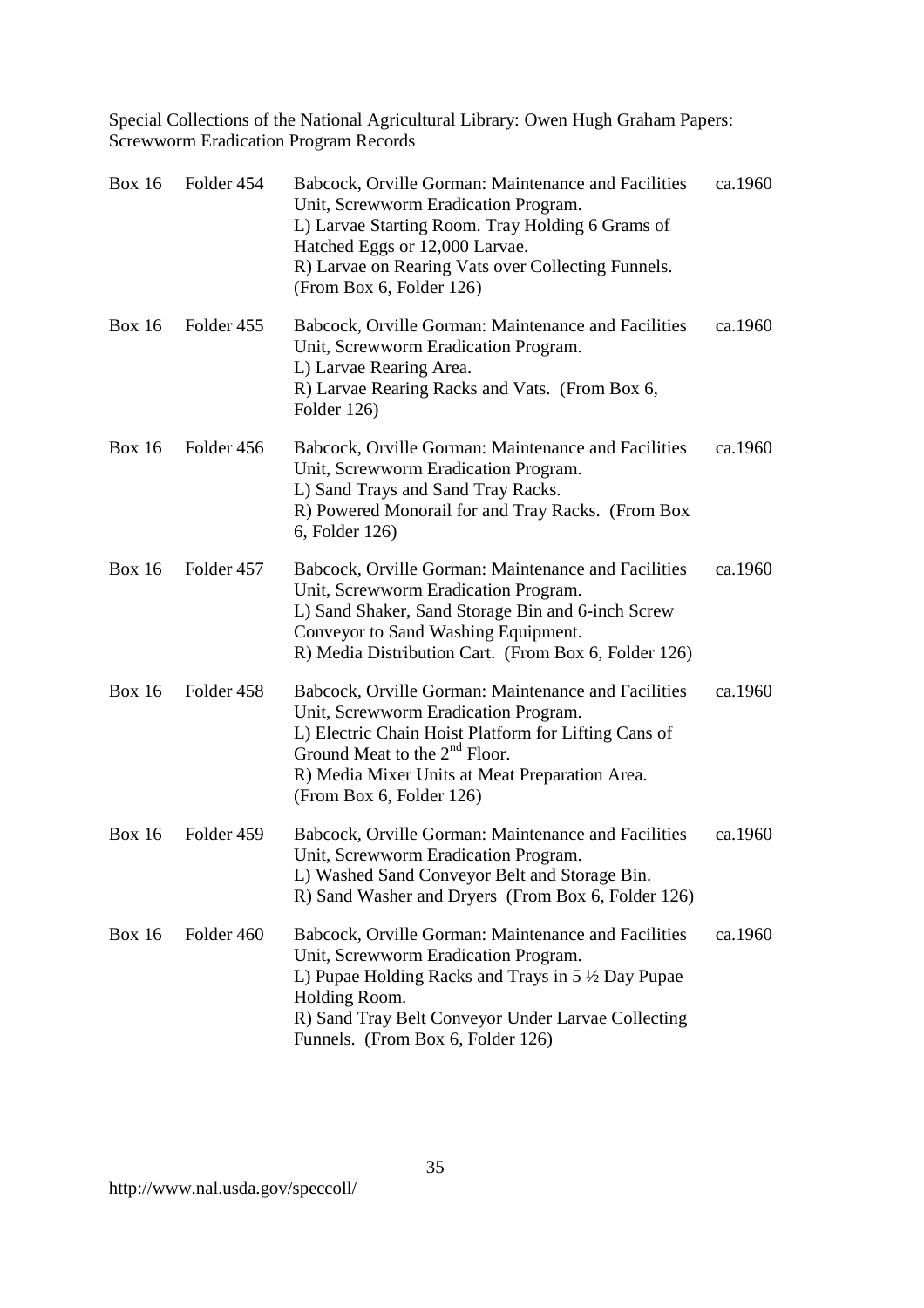Special Collections of the National Agricultural Library: Owen Hugh Graham Papers: Screwworm Eradication Program Records

| | | | |
|---|---|---|---|
| Box 16 | Folder 454 | Babcock, Orville Gorman: Maintenance and Facilities Unit, Screwworm Eradication Program.<br>L) Larvae Starting Room. Tray Holding 6 Grams of Hatched Eggs or 12,000 Larvae.<br>R) Larvae on Rearing Vats over Collecting Funnels. (From Box 6, Folder 126) | ca.1960 |
| Box 16 | Folder 455 | Babcock, Orville Gorman: Maintenance and Facilities Unit, Screwworm Eradication Program.<br>L) Larvae Rearing Area.<br>R) Larvae Rearing Racks and Vats. (From Box 6, Folder 126) | ca.1960 |
| Box 16 | Folder 456 | Babcock, Orville Gorman: Maintenance and Facilities Unit, Screwworm Eradication Program.<br>L) Sand Trays and Sand Tray Racks.<br>R) Powered Monorail for and Tray Racks. (From Box 6, Folder 126) | ca.1960 |
| Box 16 | Folder 457 | Babcock, Orville Gorman: Maintenance and Facilities Unit, Screwworm Eradication Program.<br>L) Sand Shaker, Sand Storage Bin and 6-inch Screw Conveyor to Sand Washing Equipment.<br>R) Media Distribution Cart. (From Box 6, Folder 126) | ca.1960 |
| Box 16 | Folder 458 | Babcock, Orville Gorman: Maintenance and Facilities Unit, Screwworm Eradication Program.<br>L) Electric Chain Hoist Platform for Lifting Cans of Ground Meat to the 2nd Floor.<br>R) Media Mixer Units at Meat Preparation Area. (From Box 6, Folder 126) | ca.1960 |
| Box 16 | Folder 459 | Babcock, Orville Gorman: Maintenance and Facilities Unit, Screwworm Eradication Program.<br>L) Washed Sand Conveyor Belt and Storage Bin.<br>R) Sand Washer and Dryers (From Box 6, Folder 126) | ca.1960 |
| Box 16 | Folder 460 | Babcock, Orville Gorman: Maintenance and Facilities Unit, Screwworm Eradication Program.<br>L) Pupae Holding Racks and Trays in 5 ½ Day Pupae Holding Room.<br>R) Sand Tray Belt Conveyor Under Larvae Collecting Funnels. (From Box 6, Folder 126) | ca.1960 |

http://www.nal.usda.gov/speccoll/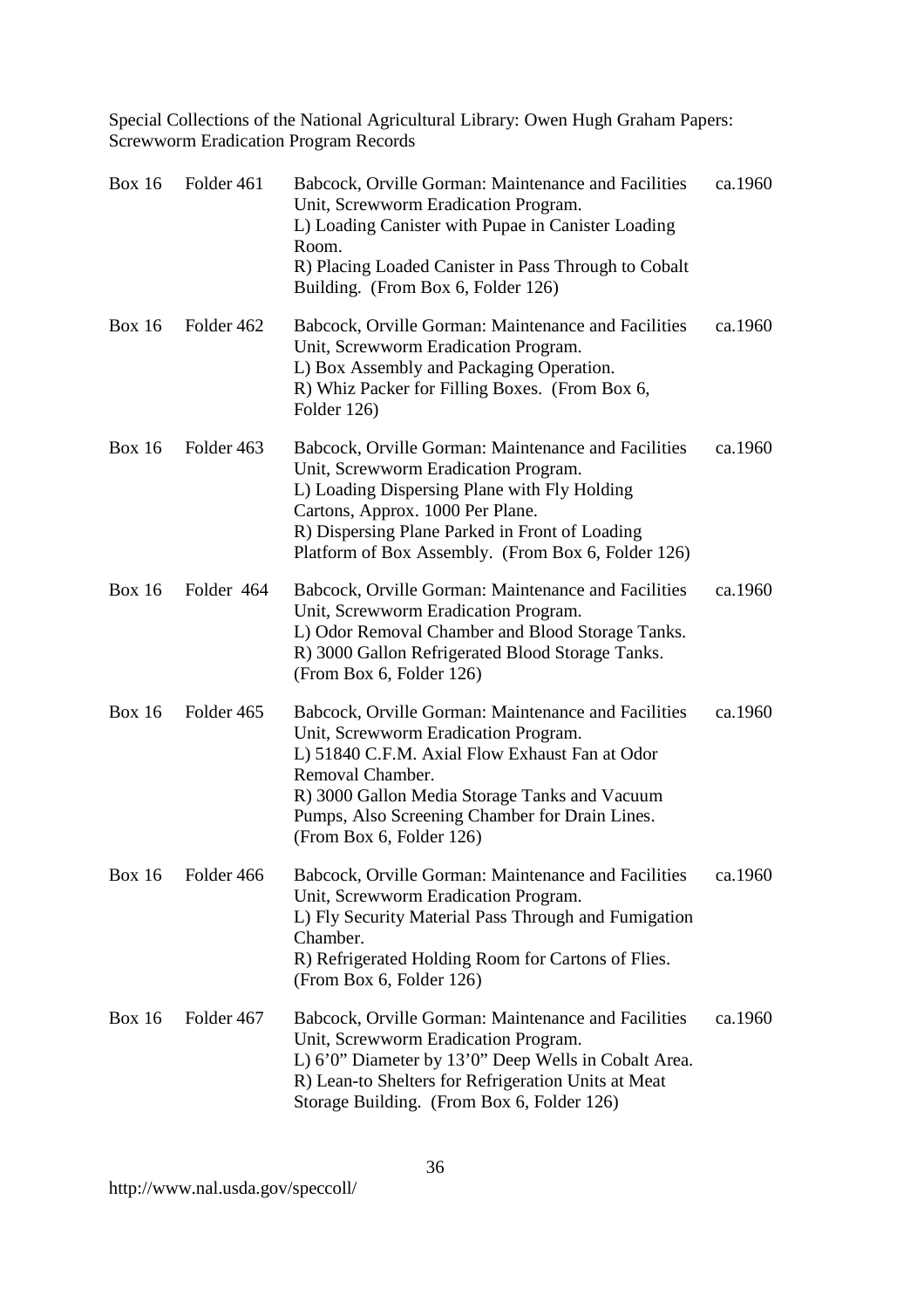Special Collections of the National Agricultural Library: Owen Hugh Graham Papers: Screwworm Eradication Program Records

| | | | |
|---|---|---|---|
| Box 16 | Folder 461 | Babcock, Orville Gorman: Maintenance and Facilities Unit, Screwworm Eradication Program.<br>L) Loading Canister with Pupae in Canister Loading Room.<br>R) Placing Loaded Canister in Pass Through to Cobalt Building. (From Box 6, Folder 126) | ca.1960 |
| Box 16 | Folder 462 | Babcock, Orville Gorman: Maintenance and Facilities Unit, Screwworm Eradication Program.<br>L) Box Assembly and Packaging Operation.<br>R) Whiz Packer for Filling Boxes. (From Box 6, Folder 126) | ca.1960 |
| Box 16 | Folder 463 | Babcock, Orville Gorman: Maintenance and Facilities Unit, Screwworm Eradication Program.<br>L) Loading Dispersing Plane with Fly Holding Cartons, Approx. 1000 Per Plane.<br>R) Dispersing Plane Parked in Front of Loading Platform of Box Assembly. (From Box 6, Folder 126) | ca.1960 |
| Box 16 | Folder 464 | Babcock, Orville Gorman: Maintenance and Facilities Unit, Screwworm Eradication Program.<br>L) Odor Removal Chamber and Blood Storage Tanks.<br>R) 3000 Gallon Refrigerated Blood Storage Tanks. (From Box 6, Folder 126) | ca.1960 |
| Box 16 | Folder 465 | Babcock, Orville Gorman: Maintenance and Facilities Unit, Screwworm Eradication Program.<br>L) 51840 C.F.M. Axial Flow Exhaust Fan at Odor Removal Chamber.<br>R) 3000 Gallon Media Storage Tanks and Vacuum Pumps, Also Screening Chamber for Drain Lines. (From Box 6, Folder 126) | ca.1960 |
| Box 16 | Folder 466 | Babcock, Orville Gorman: Maintenance and Facilities Unit, Screwworm Eradication Program.<br>L) Fly Security Material Pass Through and Fumigation Chamber.<br>R) Refrigerated Holding Room for Cartons of Flies. (From Box 6, Folder 126) | ca.1960 |
| Box 16 | Folder 467 | Babcock, Orville Gorman: Maintenance and Facilities Unit, Screwworm Eradication Program.<br>L) 6'0" Diameter by 13'0" Deep Wells in Cobalt Area.<br>R) Lean-to Shelters for Refrigeration Units at Meat Storage Building. (From Box 6, Folder 126) | ca.1960 |

http://www.nal.usda.gov/speccoll/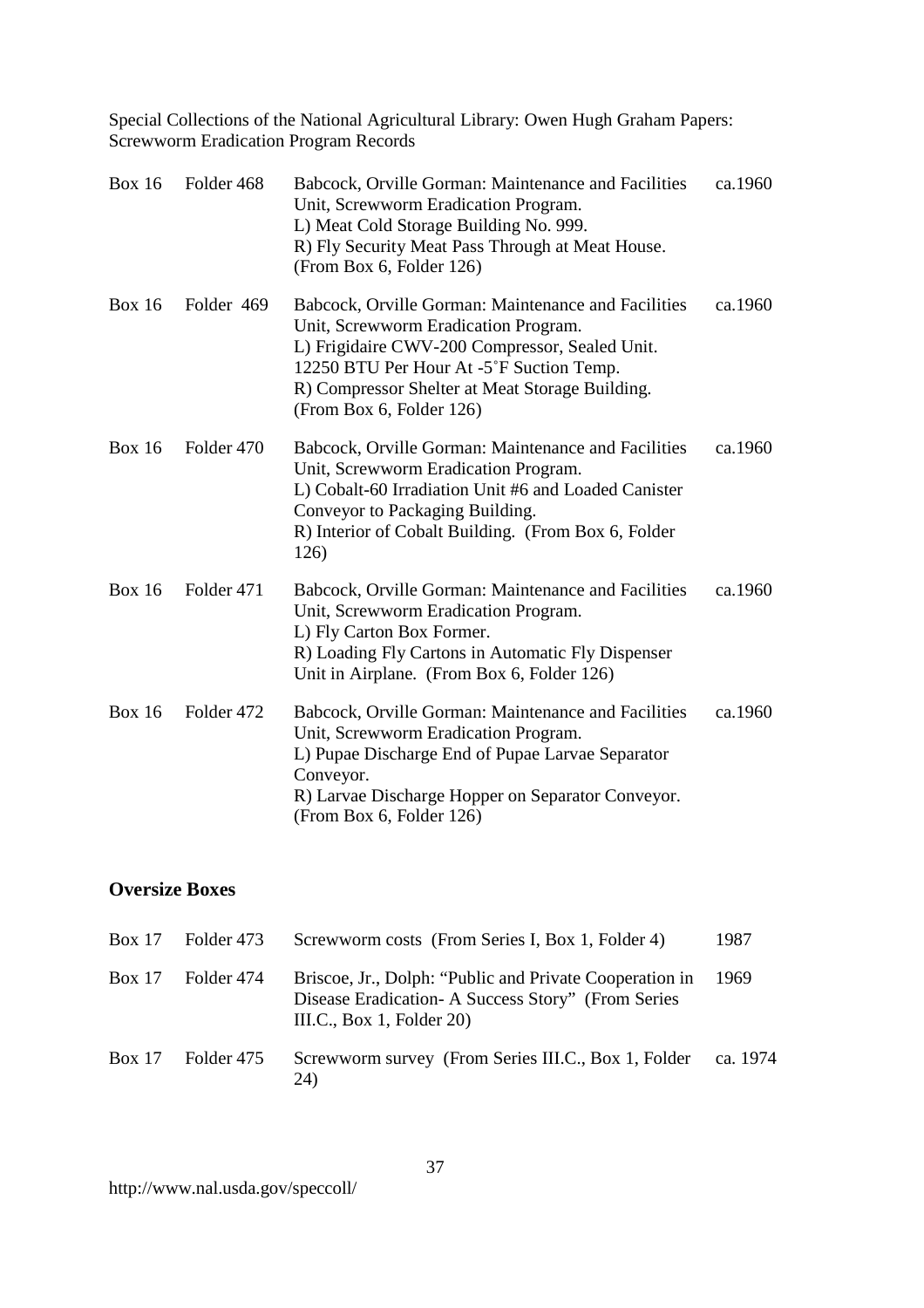| | | | |
|---|---|---|---|
| Box 16 | Folder 468 | Babcock, Orville Gorman: Maintenance and Facilities Unit, Screwworm Eradication Program.<br>L) Meat Cold Storage Building No. 999.<br>R) Fly Security Meat Pass Through at Meat House. (From Box 6, Folder 126) | ca.1960 |
| Box 16 | Folder 469 | Babcock, Orville Gorman: Maintenance and Facilities Unit, Screwworm Eradication Program.<br>L) Frigidaire CWV-200 Compressor, Sealed Unit. 12250 BTU Per Hour At -5˚F Suction Temp.<br>R) Compressor Shelter at Meat Storage Building. (From Box 6, Folder 126) | ca.1960 |
| Box 16 | Folder 470 | Babcock, Orville Gorman: Maintenance and Facilities Unit, Screwworm Eradication Program.<br>L) Cobalt-60 Irradiation Unit #6 and Loaded Canister Conveyor to Packaging Building.<br>R) Interior of Cobalt Building. (From Box 6, Folder 126) | ca.1960 |
| Box 16 | Folder 471 | Babcock, Orville Gorman: Maintenance and Facilities Unit, Screwworm Eradication Program.<br>L) Fly Carton Box Former.<br>R) Loading Fly Cartons in Automatic Fly Dispenser Unit in Airplane. (From Box 6, Folder 126) | ca.1960 |
| Box 16 | Folder 472 | Babcock, Orville Gorman: Maintenance and Facilities Unit, Screwworm Eradication Program.<br>L) Pupae Discharge End of Pupae Larvae Separator Conveyor.<br>R) Larvae Discharge Hopper on Separator Conveyor. (From Box 6, Folder 126) | ca.1960 |

## Oversize Boxes

| | | | |
|---|---|---|---|
| Box 17 | Folder 473 | Screwworm costs (From Series I, Box 1, Folder 4) | 1987 |
| Box 17 | Folder 474 | Briscoe, Jr., Dolph: "Public and Private Cooperation in Disease Eradication- A Success Story" (From Series III.C., Box 1, Folder 20) | 1969 |
| Box 17 | Folder 475 | Screwworm survey (From Series III.C., Box 1, Folder 24) | ca. 1974 |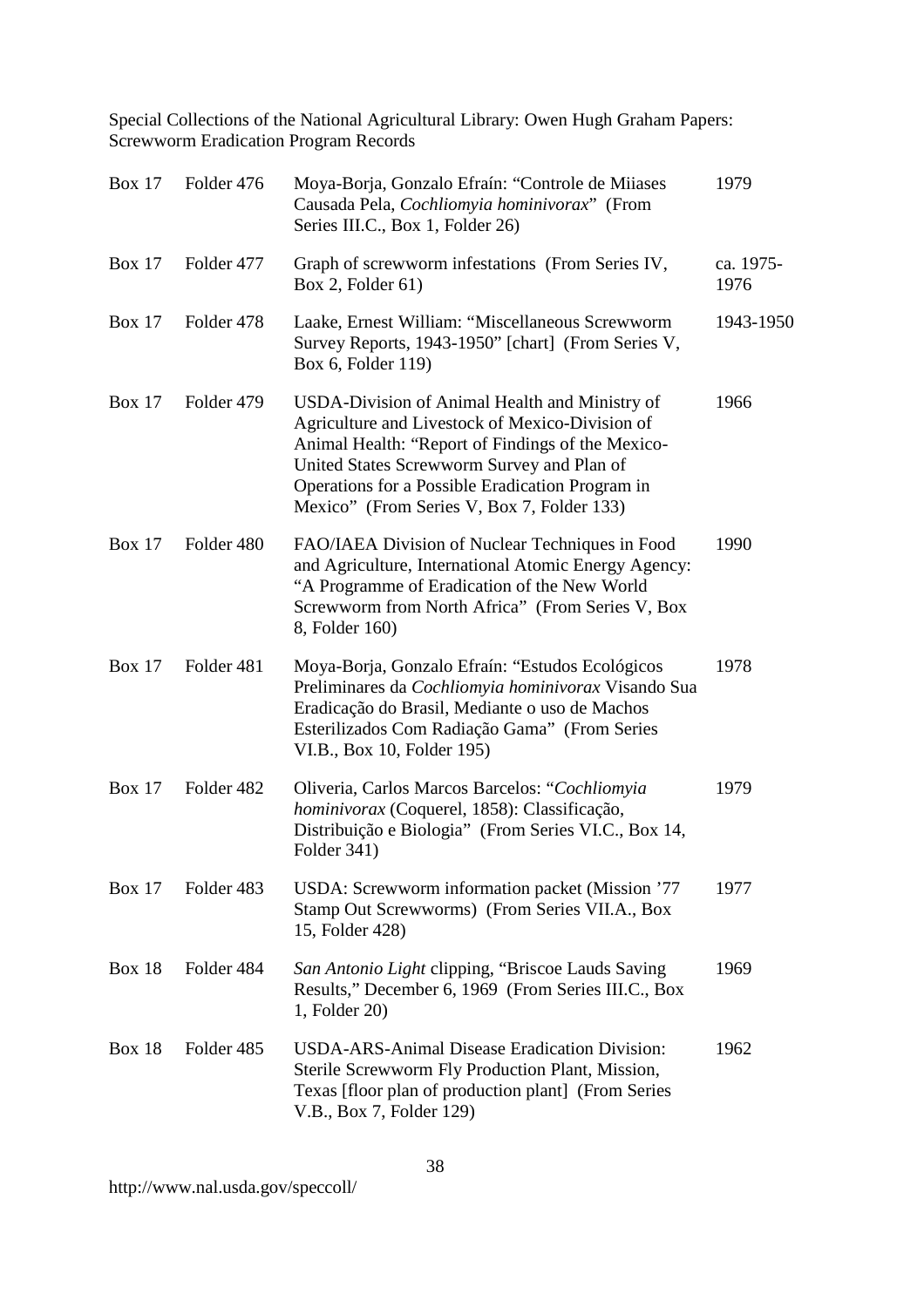| Box | Folder | Description | Date |
|---|---|---|---|
| Box 17 | Folder 476 | Moya-Borja, Gonzalo Efraín: "Controle de Miiases Causada Pela, *Cochliomyia hominivorax*" (From Series III.C., Box 1, Folder 26) | 1979 |
| Box 17 | Folder 477 | Graph of screwworm infestations (From Series IV, Box 2, Folder 61) | ca. 1975-1976 |
| Box 17 | Folder 478 | Laake, Ernest William: "Miscellaneous Screwworm Survey Reports, 1943-1950" [chart] (From Series V, Box 6, Folder 119) | 1943-1950 |
| Box 17 | Folder 479 | USDA-Division of Animal Health and Ministry of Agriculture and Livestock of Mexico-Division of Animal Health: "Report of Findings of the Mexico-United States Screwworm Survey and Plan of Operations for a Possible Eradication Program in Mexico" (From Series V, Box 7, Folder 133) | 1966 |
| Box 17 | Folder 480 | FAO/IAEA Division of Nuclear Techniques in Food and Agriculture, International Atomic Energy Agency: "A Programme of Eradication of the New World Screwworm from North Africa" (From Series V, Box 8, Folder 160) | 1990 |
| Box 17 | Folder 481 | Moya-Borja, Gonzalo Efraín: "Estudos Ecológicos Preliminares da *Cochliomyia hominivorax* Visando Sua Eradicação do Brasil, Mediante o uso de Machos Esterilizados Com Radiação Gama" (From Series VI.B., Box 10, Folder 195) | 1978 |
| Box 17 | Folder 482 | Oliveria, Carlos Marcos Barcelos: "*Cochliomyia hominivorax* (Coquerel, 1858): Classificação, Distribuição e Biologia" (From Series VI.C., Box 14, Folder 341) | 1979 |
| Box 17 | Folder 483 | USDA: Screwworm information packet (Mission '77 Stamp Out Screwworms) (From Series VII.A., Box 15, Folder 428) | 1977 |
| Box 18 | Folder 484 | *San Antonio Light* clipping, "Briscoe Lauds Saving Results," December 6, 1969 (From Series III.C., Box 1, Folder 20) | 1969 |
| Box 18 | Folder 485 | USDA-ARS-Animal Disease Eradication Division: Sterile Screwworm Fly Production Plant, Mission, Texas [floor plan of production plant] (From Series V.B., Box 7, Folder 129) | 1962 |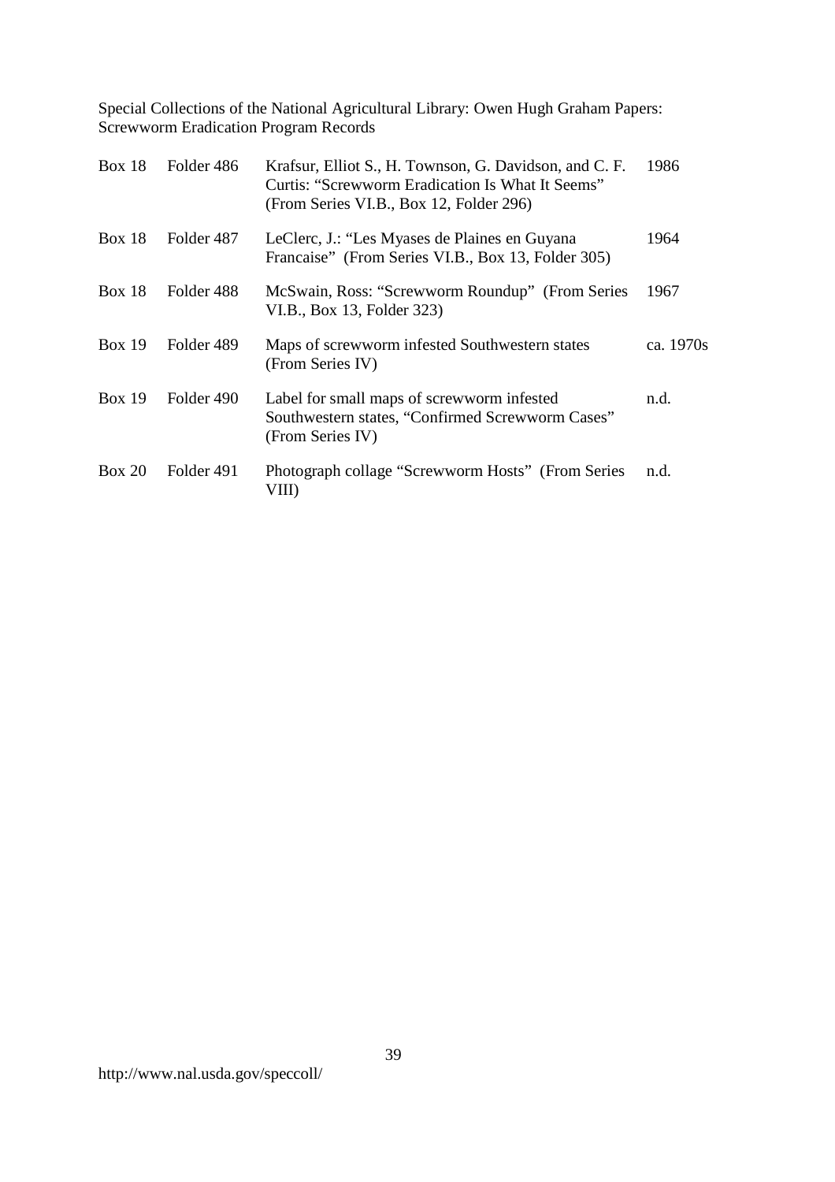Special Collections of the National Agricultural Library: Owen Hugh Graham Papers: Screwworm Eradication Program Records

| | | | |
|---|---|---|---|
| Box 18 | Folder 486 | Krafsur, Elliot S., H. Townson, G. Davidson, and C. F. Curtis: "Screwworm Eradication Is What It Seems" (From Series VI.B., Box 12, Folder 296) | 1986 |
| Box 18 | Folder 487 | LeClerc, J.: "Les Myases de Plaines en Guyana Francaise" (From Series VI.B., Box 13, Folder 305) | 1964 |
| Box 18 | Folder 488 | McSwain, Ross: "Screwworm Roundup" (From Series VI.B., Box 13, Folder 323) | 1967 |
| Box 19 | Folder 489 | Maps of screwworm infested Southwestern states (From Series IV) | ca. 1970s |
| Box 19 | Folder 490 | Label for small maps of screwworm infested Southwestern states, "Confirmed Screwworm Cases" (From Series IV) | n.d. |
| Box 20 | Folder 491 | Photograph collage "Screwworm Hosts" (From Series VIII) | n.d. |

http://www.nal.usda.gov/speccoll/